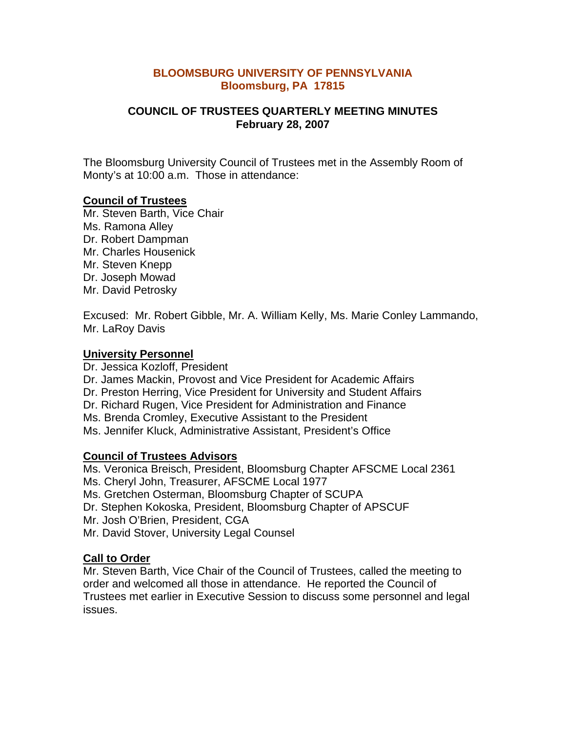# BLOOMSBURG UNIVERSITY OF PENNSYLVANIA
## Bloomsburg, PA 17815

## COUNCIL OF TRUSTEES QUARTERLY MEETING MINUTES
## February 28, 2007

The Bloomsburg University Council of Trustees met in the Assembly Room of Monty's at 10:00 a.m. Those in attendance:

**Council of Trustees**

Mr. Steven Barth, Vice Chair
Ms. Ramona Alley
Dr. Robert Dampman
Mr. Charles Housenick
Mr. Steven Knepp
Dr. Joseph Mowad
Mr. David Petrosky

Excused: Mr. Robert Gibble, Mr. A. William Kelly, Ms. Marie Conley Lammando, Mr. LaRoy Davis

**University Personnel**

Dr. Jessica Kozloff, President
Dr. James Mackin, Provost and Vice President for Academic Affairs
Dr. Preston Herring, Vice President for University and Student Affairs
Dr. Richard Rugen, Vice President for Administration and Finance
Ms. Brenda Cromley, Executive Assistant to the President
Ms. Jennifer Kluck, Administrative Assistant, President's Office

**Council of Trustees Advisors**

Ms. Veronica Breisch, President, Bloomsburg Chapter AFSCME Local 2361
Ms. Cheryl John, Treasurer, AFSCME Local 1977
Ms. Gretchen Osterman, Bloomsburg Chapter of SCUPA
Dr. Stephen Kokoska, President, Bloomsburg Chapter of APSCUF
Mr. Josh O'Brien, President, CGA
Mr. David Stover, University Legal Counsel

**Call to Order**

Mr. Steven Barth, Vice Chair of the Council of Trustees, called the meeting to order and welcomed all those in attendance. He reported the Council of Trustees met earlier in Executive Session to discuss some personnel and legal issues.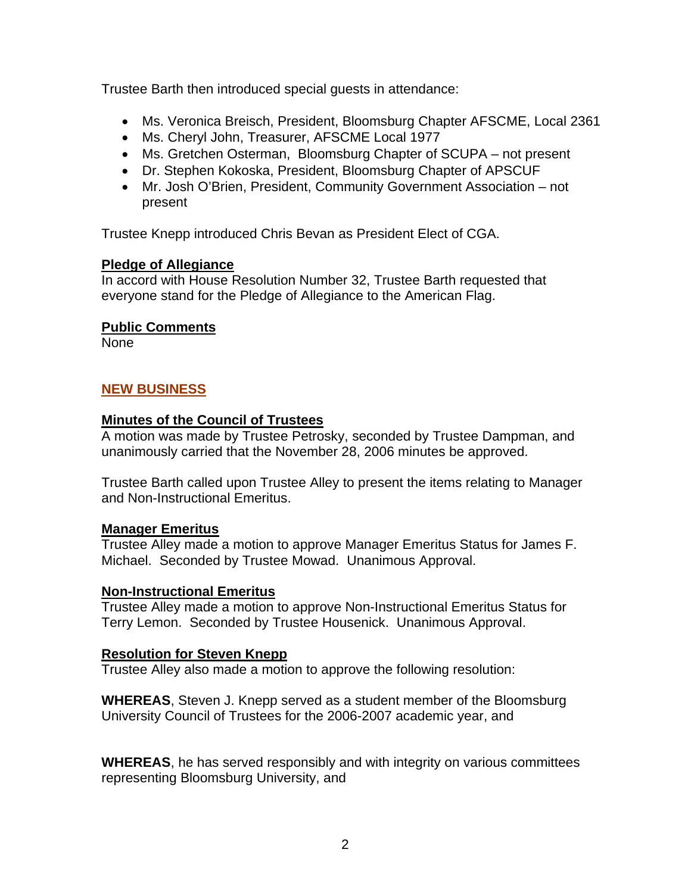Trustee Barth then introduced special guests in attendance:

- Ms. Veronica Breisch, President, Bloomsburg Chapter AFSCME, Local 2361
- Ms. Cheryl John, Treasurer, AFSCME Local 1977
- Ms. Gretchen Osterman, Bloomsburg Chapter of SCUPA – not present
- Dr. Stephen Kokoska, President, Bloomsburg Chapter of APSCUF
- Mr. Josh O'Brien, President, Community Government Association – not present

Trustee Knepp introduced Chris Bevan as President Elect of CGA.

**Pledge of Allegiance**

In accord with House Resolution Number 32, Trustee Barth requested that everyone stand for the Pledge of Allegiance to the American Flag.

**Public Comments**

None

## NEW BUSINESS

**Minutes of the Council of Trustees**

A motion was made by Trustee Petrosky, seconded by Trustee Dampman, and unanimously carried that the November 28, 2006 minutes be approved.

Trustee Barth called upon Trustee Alley to present the items relating to Manager and Non-Instructional Emeritus.

**Manager Emeritus**

Trustee Alley made a motion to approve Manager Emeritus Status for James F. Michael. Seconded by Trustee Mowad. Unanimous Approval.

**Non-Instructional Emeritus**

Trustee Alley made a motion to approve Non-Instructional Emeritus Status for Terry Lemon. Seconded by Trustee Housenick. Unanimous Approval.

**Resolution for Steven Knepp**

Trustee Alley also made a motion to approve the following resolution:

**WHEREAS**, Steven J. Knepp served as a student member of the Bloomsburg University Council of Trustees for the 2006-2007 academic year, and

**WHEREAS**, he has served responsibly and with integrity on various committees representing Bloomsburg University, and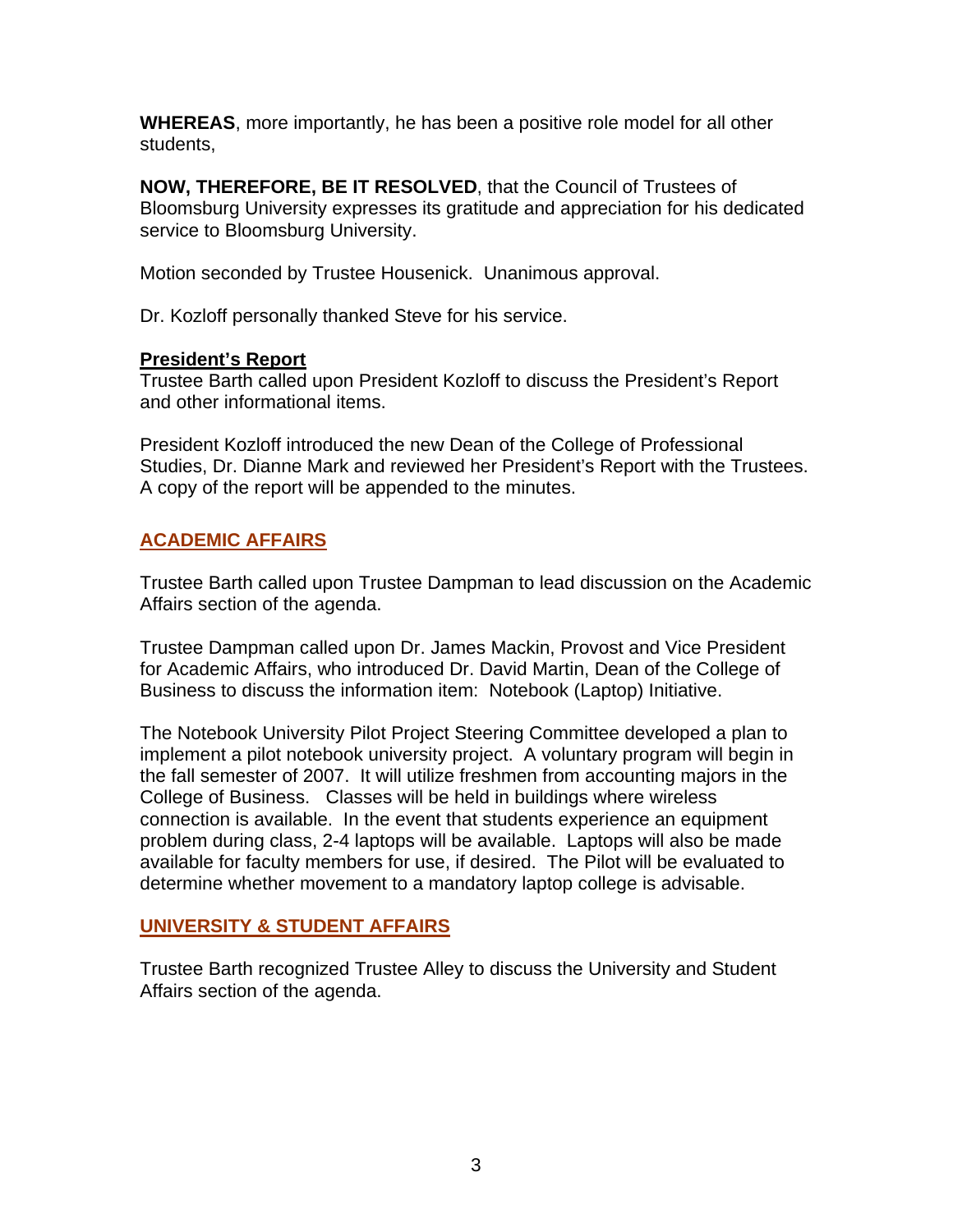**WHEREAS**, more importantly, he has been a positive role model for all other students,

**NOW, THEREFORE, BE IT RESOLVED**, that the Council of Trustees of Bloomsburg University expresses its gratitude and appreciation for his dedicated service to Bloomsburg University.

Motion seconded by Trustee Housenick. Unanimous approval.

Dr. Kozloff personally thanked Steve for his service.

**President's Report**

Trustee Barth called upon President Kozloff to discuss the President's Report and other informational items.

President Kozloff introduced the new Dean of the College of Professional Studies, Dr. Dianne Mark and reviewed her President's Report with the Trustees. A copy of the report will be appended to the minutes.

## ACADEMIC AFFAIRS

Trustee Barth called upon Trustee Dampman to lead discussion on the Academic Affairs section of the agenda.

Trustee Dampman called upon Dr. James Mackin, Provost and Vice President for Academic Affairs, who introduced Dr. David Martin, Dean of the College of Business to discuss the information item: Notebook (Laptop) Initiative.

The Notebook University Pilot Project Steering Committee developed a plan to implement a pilot notebook university project. A voluntary program will begin in the fall semester of 2007. It will utilize freshmen from accounting majors in the College of Business. Classes will be held in buildings where wireless connection is available. In the event that students experience an equipment problem during class, 2-4 laptops will be available. Laptops will also be made available for faculty members for use, if desired. The Pilot will be evaluated to determine whether movement to a mandatory laptop college is advisable.

## UNIVERSITY & STUDENT AFFAIRS

Trustee Barth recognized Trustee Alley to discuss the University and Student Affairs section of the agenda.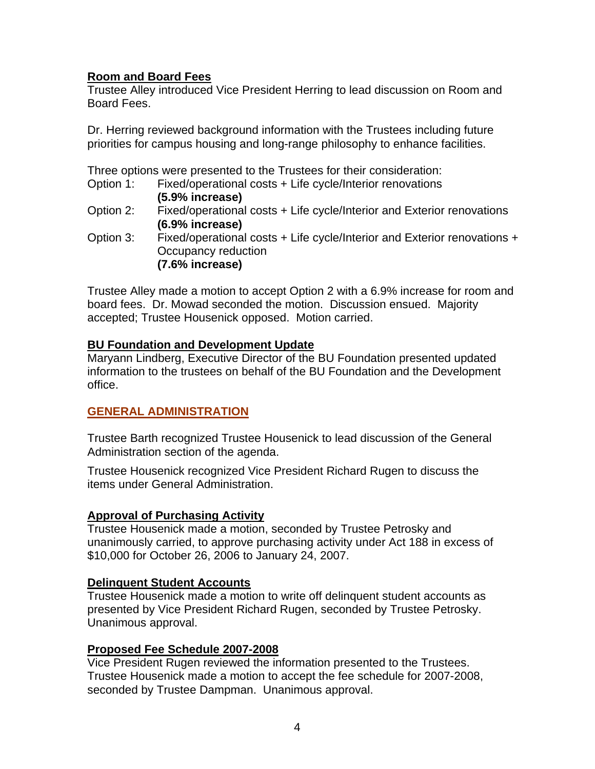**Room and Board Fees**

Trustee Alley introduced Vice President Herring to lead discussion on Room and Board Fees.

Dr. Herring reviewed background information with the Trustees including future priorities for campus housing and long-range philosophy to enhance facilities.

Three options were presented to the Trustees for their consideration:

Option 1: Fixed/operational costs + Life cycle/Interior renovations **(5.9% increase)**

Option 2: Fixed/operational costs + Life cycle/Interior and Exterior renovations **(6.9% increase)**

Option 3: Fixed/operational costs + Life cycle/Interior and Exterior renovations + Occupancy reduction **(7.6% increase)**

Trustee Alley made a motion to accept Option 2 with a 6.9% increase for room and board fees. Dr. Mowad seconded the motion. Discussion ensued. Majority accepted; Trustee Housenick opposed. Motion carried.

**BU Foundation and Development Update**

Maryann Lindberg, Executive Director of the BU Foundation presented updated information to the trustees on behalf of the BU Foundation and the Development office.

## GENERAL ADMINISTRATION

Trustee Barth recognized Trustee Housenick to lead discussion of the General Administration section of the agenda.

Trustee Housenick recognized Vice President Richard Rugen to discuss the items under General Administration.

**Approval of Purchasing Activity**

Trustee Housenick made a motion, seconded by Trustee Petrosky and unanimously carried, to approve purchasing activity under Act 188 in excess of $10,000 for October 26, 2006 to January 24, 2007.

**Delinquent Student Accounts**

Trustee Housenick made a motion to write off delinquent student accounts as presented by Vice President Richard Rugen, seconded by Trustee Petrosky. Unanimous approval.

**Proposed Fee Schedule 2007-2008**

Vice President Rugen reviewed the information presented to the Trustees. Trustee Housenick made a motion to accept the fee schedule for 2007-2008, seconded by Trustee Dampman. Unanimous approval.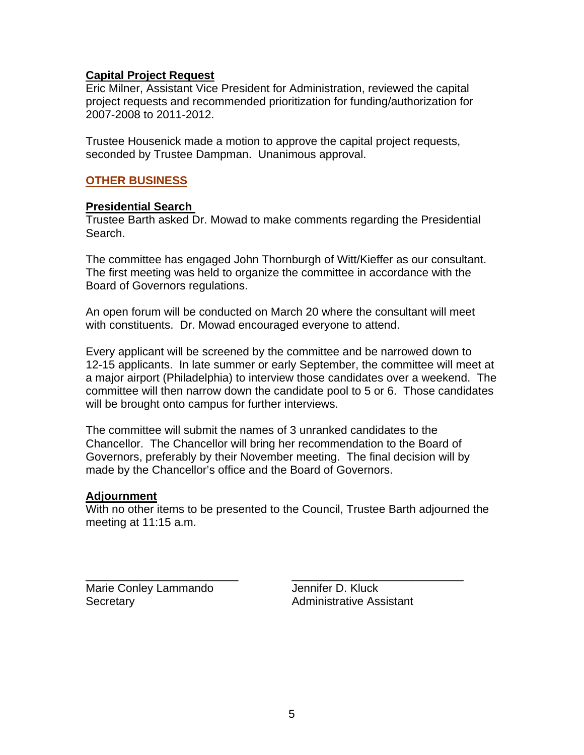**Capital Project Request**

Eric Milner, Assistant Vice President for Administration, reviewed the capital project requests and recommended prioritization for funding/authorization for 2007-2008 to 2011-2012.

Trustee Housenick made a motion to approve the capital project requests, seconded by Trustee Dampman. Unanimous approval.

## OTHER BUSINESS

**Presidential Search**

Trustee Barth asked Dr. Mowad to make comments regarding the Presidential Search.

The committee has engaged John Thornburgh of Witt/Kieffer as our consultant. The first meeting was held to organize the committee in accordance with the Board of Governors regulations.

An open forum will be conducted on March 20 where the consultant will meet with constituents. Dr. Mowad encouraged everyone to attend.

Every applicant will be screened by the committee and be narrowed down to 12-15 applicants. In late summer or early September, the committee will meet at a major airport (Philadelphia) to interview those candidates over a weekend. The committee will then narrow down the candidate pool to 5 or 6. Those candidates will be brought onto campus for further interviews.

The committee will submit the names of 3 unranked candidates to the Chancellor. The Chancellor will bring her recommendation to the Board of Governors, preferably by their November meeting. The final decision will by made by the Chancellor's office and the Board of Governors.

**Adjournment**

With no other items to be presented to the Council, Trustee Barth adjourned the meeting at 11:15 a.m.

\_\_\_\_\_\_\_\_\_\_\_\_\_\_\_\_\_\_\_\_\_\_\_\_
Marie Conley Lammando
Secretary

\_\_\_\_\_\_\_\_\_\_\_\_\_\_\_\_\_\_\_\_\_\_\_\_\_\_\_
Jennifer D. Kluck
Administrative Assistant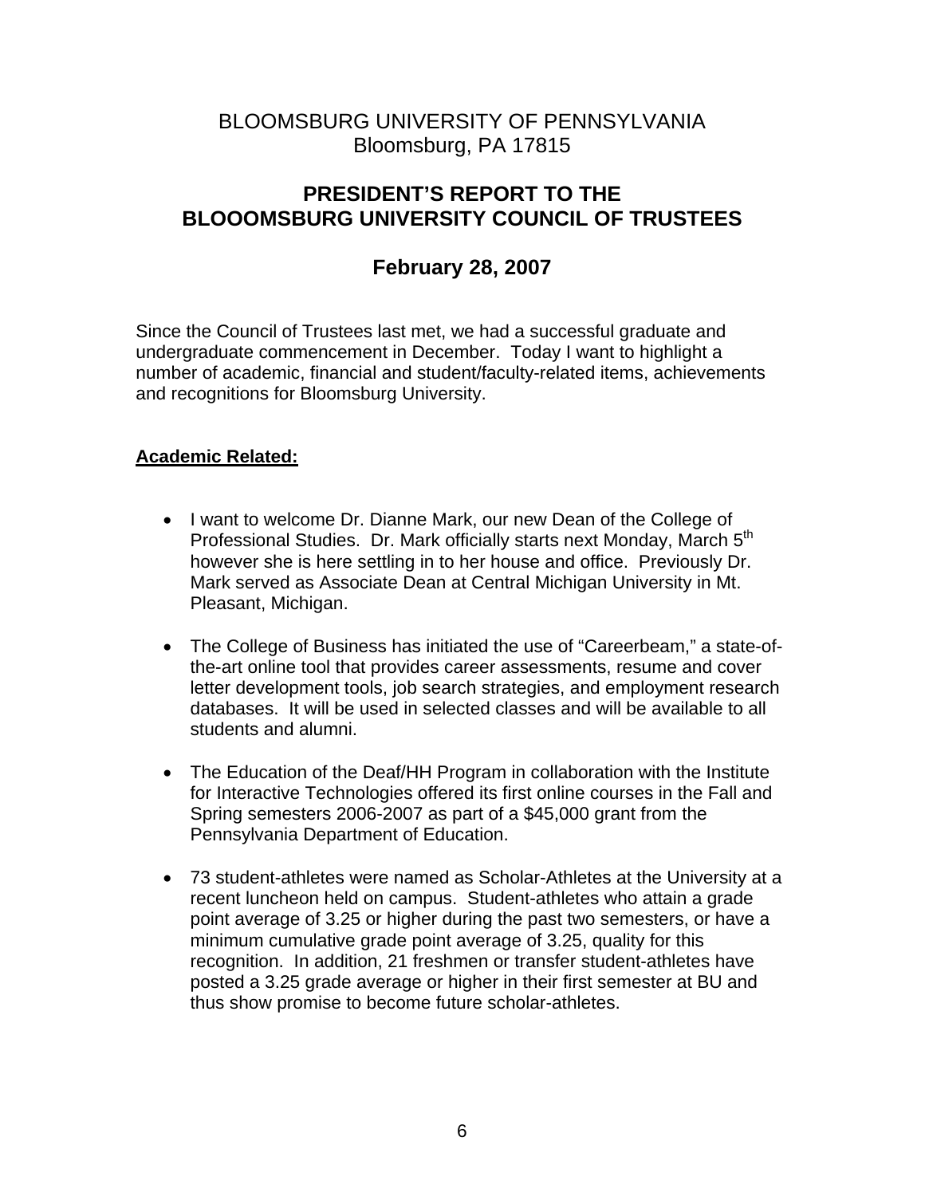BLOOMSBURG UNIVERSITY OF PENNSYLVANIA
Bloomsburg, PA 17815

# PRESIDENT'S REPORT TO THE BLOOOMSBURG UNIVERSITY COUNCIL OF TRUSTEES

## February 28, 2007

Since the Council of Trustees last met, we had a successful graduate and undergraduate commencement in December. Today I want to highlight a number of academic, financial and student/faculty-related items, achievements and recognitions for Bloomsburg University.

**Academic Related:**

- I want to welcome Dr. Dianne Mark, our new Dean of the College of Professional Studies. Dr. Mark officially starts next Monday, March 5th however she is here settling in to her house and office. Previously Dr. Mark served as Associate Dean at Central Michigan University in Mt. Pleasant, Michigan.

- The College of Business has initiated the use of "Careerbeam," a state-of-the-art online tool that provides career assessments, resume and cover letter development tools, job search strategies, and employment research databases. It will be used in selected classes and will be available to all students and alumni.

- The Education of the Deaf/HH Program in collaboration with the Institute for Interactive Technologies offered its first online courses in the Fall and Spring semesters 2006-2007 as part of a $45,000 grant from the Pennsylvania Department of Education.

- 73 student-athletes were named as Scholar-Athletes at the University at a recent luncheon held on campus. Student-athletes who attain a grade point average of 3.25 or higher during the past two semesters, or have a minimum cumulative grade point average of 3.25, quality for this recognition. In addition, 21 freshmen or transfer student-athletes have posted a 3.25 grade average or higher in their first semester at BU and thus show promise to become future scholar-athletes.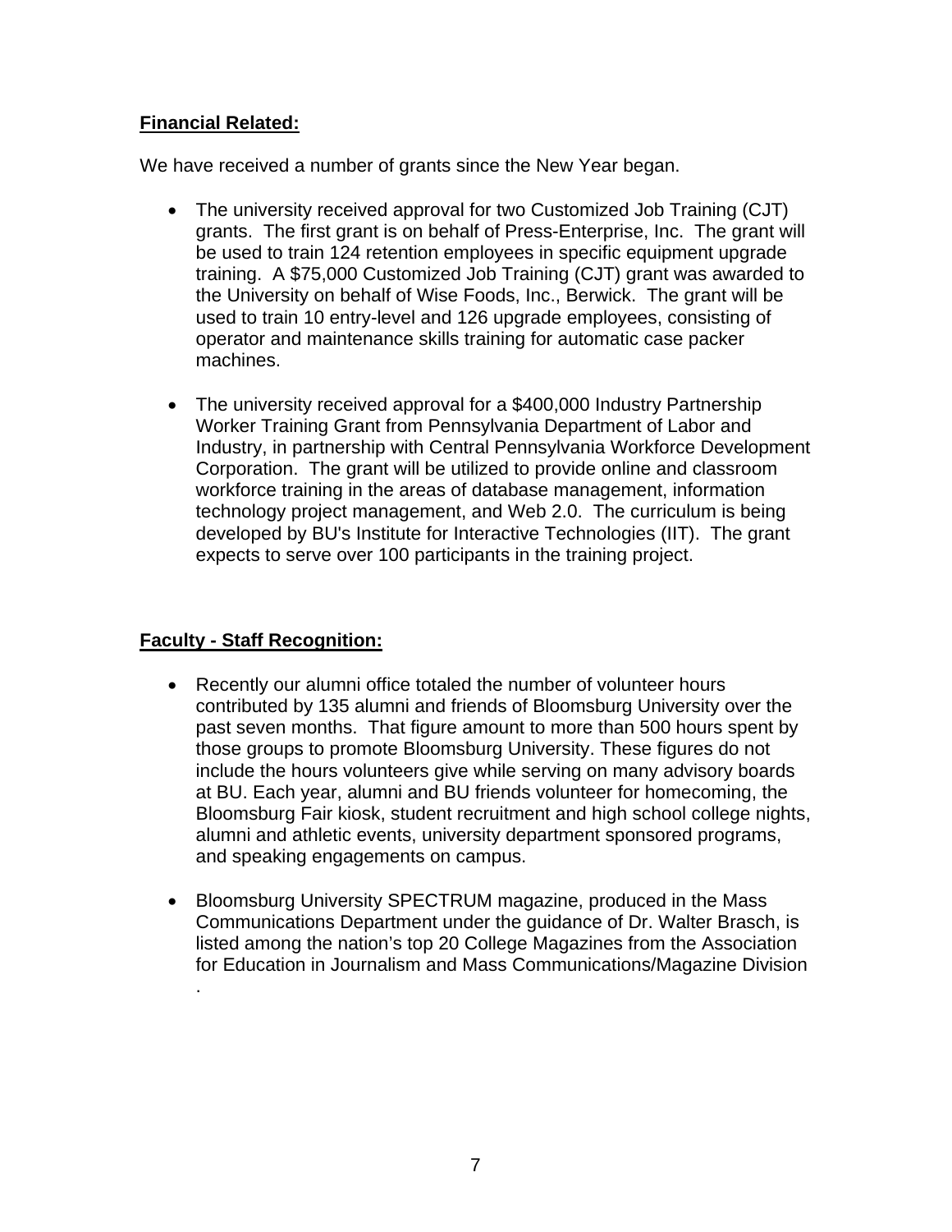**Financial Related:**

We have received a number of grants since the New Year began.

- The university received approval for two Customized Job Training (CJT) grants. The first grant is on behalf of Press-Enterprise, Inc. The grant will be used to train 124 retention employees in specific equipment upgrade training. A $75,000 Customized Job Training (CJT) grant was awarded to the University on behalf of Wise Foods, Inc., Berwick. The grant will be used to train 10 entry-level and 126 upgrade employees, consisting of operator and maintenance skills training for automatic case packer machines.

- The university received approval for a $400,000 Industry Partnership Worker Training Grant from Pennsylvania Department of Labor and Industry, in partnership with Central Pennsylvania Workforce Development Corporation. The grant will be utilized to provide online and classroom workforce training in the areas of database management, information technology project management, and Web 2.0. The curriculum is being developed by BU's Institute for Interactive Technologies (IIT). The grant expects to serve over 100 participants in the training project.

**Faculty - Staff Recognition:**

- Recently our alumni office totaled the number of volunteer hours contributed by 135 alumni and friends of Bloomsburg University over the past seven months. That figure amount to more than 500 hours spent by those groups to promote Bloomsburg University. These figures do not include the hours volunteers give while serving on many advisory boards at BU. Each year, alumni and BU friends volunteer for homecoming, the Bloomsburg Fair kiosk, student recruitment and high school college nights, alumni and athletic events, university department sponsored programs, and speaking engagements on campus.

- Bloomsburg University SPECTRUM magazine, produced in the Mass Communications Department under the guidance of Dr. Walter Brasch, is listed among the nation's top 20 College Magazines from the Association for Education in Journalism and Mass Communications/Magazine Division .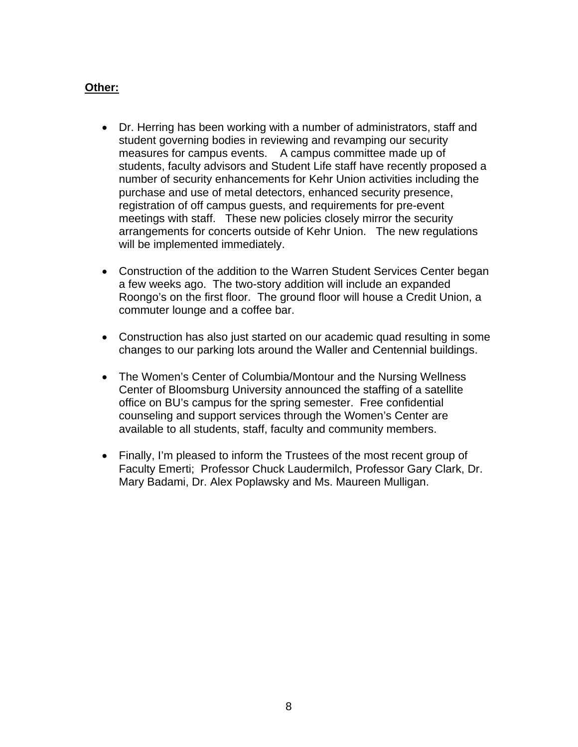**Other:**

- Dr. Herring has been working with a number of administrators, staff and student governing bodies in reviewing and revamping our security measures for campus events. A campus committee made up of students, faculty advisors and Student Life staff have recently proposed a number of security enhancements for Kehr Union activities including the purchase and use of metal detectors, enhanced security presence, registration of off campus guests, and requirements for pre-event meetings with staff. These new policies closely mirror the security arrangements for concerts outside of Kehr Union. The new regulations will be implemented immediately.

- Construction of the addition to the Warren Student Services Center began a few weeks ago. The two-story addition will include an expanded Roongo's on the first floor. The ground floor will house a Credit Union, a commuter lounge and a coffee bar.

- Construction has also just started on our academic quad resulting in some changes to our parking lots around the Waller and Centennial buildings.

- The Women's Center of Columbia/Montour and the Nursing Wellness Center of Bloomsburg University announced the staffing of a satellite office on BU's campus for the spring semester. Free confidential counseling and support services through the Women's Center are available to all students, staff, faculty and community members.

- Finally, I'm pleased to inform the Trustees of the most recent group of Faculty Emerti; Professor Chuck Laudermilch, Professor Gary Clark, Dr. Mary Badami, Dr. Alex Poplawsky and Ms. Maureen Mulligan.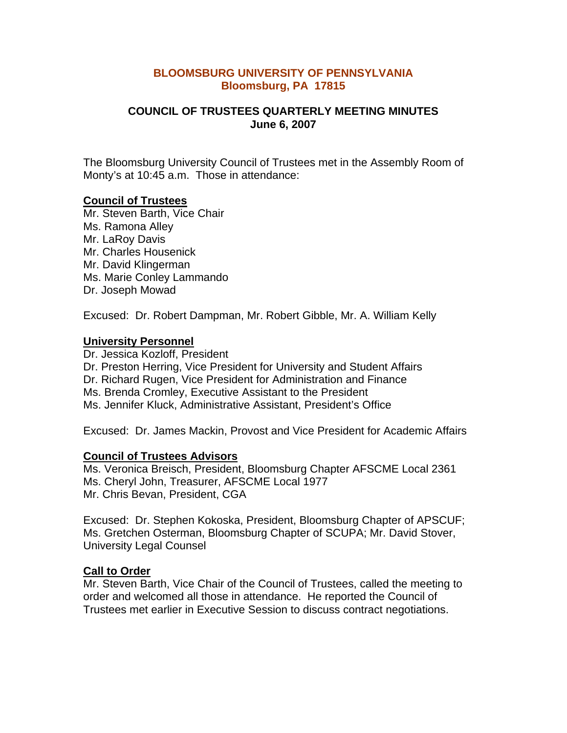# BLOOMSBURG UNIVERSITY OF PENNSYLVANIA
## Bloomsburg, PA 17815

## COUNCIL OF TRUSTEES QUARTERLY MEETING MINUTES
### June 6, 2007

The Bloomsburg University Council of Trustees met in the Assembly Room of Monty's at 10:45 a.m. Those in attendance:

**Council of Trustees**

Mr. Steven Barth, Vice Chair
Ms. Ramona Alley
Mr. LaRoy Davis
Mr. Charles Housenick
Mr. David Klingerman
Ms. Marie Conley Lammando
Dr. Joseph Mowad

Excused: Dr. Robert Dampman, Mr. Robert Gibble, Mr. A. William Kelly

**University Personnel**

Dr. Jessica Kozloff, President
Dr. Preston Herring, Vice President for University and Student Affairs
Dr. Richard Rugen, Vice President for Administration and Finance
Ms. Brenda Cromley, Executive Assistant to the President
Ms. Jennifer Kluck, Administrative Assistant, President's Office

Excused: Dr. James Mackin, Provost and Vice President for Academic Affairs

**Council of Trustees Advisors**

Ms. Veronica Breisch, President, Bloomsburg Chapter AFSCME Local 2361
Ms. Cheryl John, Treasurer, AFSCME Local 1977
Mr. Chris Bevan, President, CGA

Excused: Dr. Stephen Kokoska, President, Bloomsburg Chapter of APSCUF; Ms. Gretchen Osterman, Bloomsburg Chapter of SCUPA; Mr. David Stover, University Legal Counsel

**Call to Order**

Mr. Steven Barth, Vice Chair of the Council of Trustees, called the meeting to order and welcomed all those in attendance. He reported the Council of Trustees met earlier in Executive Session to discuss contract negotiations.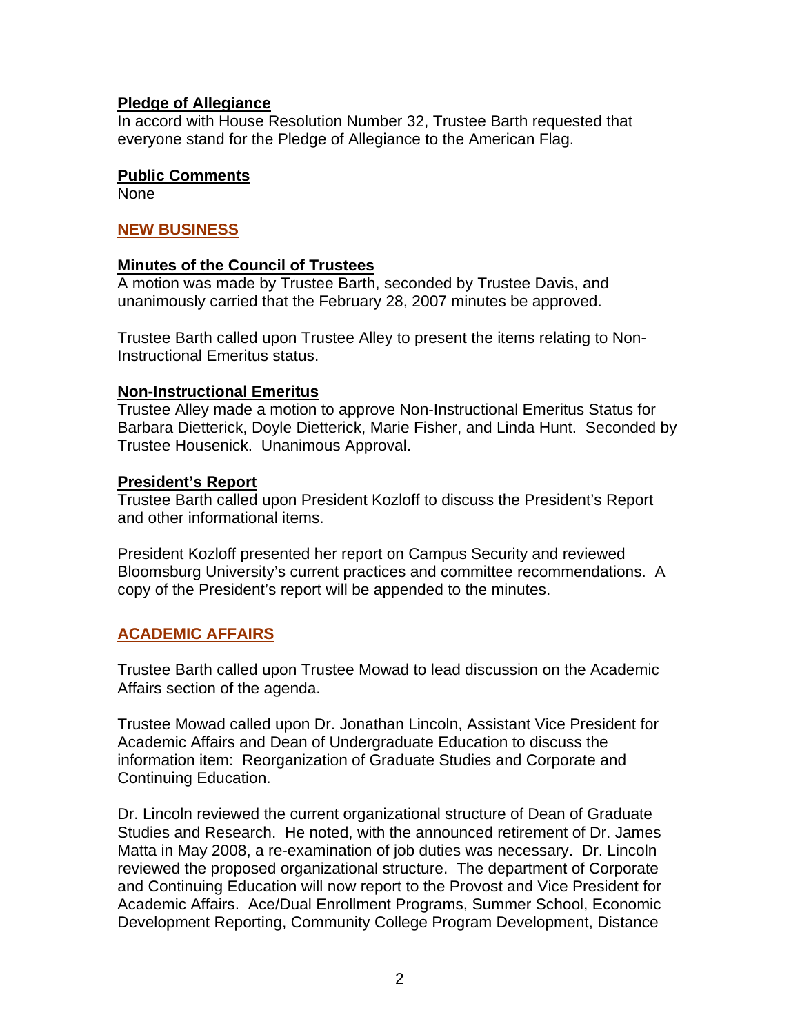**Pledge of Allegiance**

In accord with House Resolution Number 32, Trustee Barth requested that everyone stand for the Pledge of Allegiance to the American Flag.

**Public Comments**

None

## NEW BUSINESS

**Minutes of the Council of Trustees**

A motion was made by Trustee Barth, seconded by Trustee Davis, and unanimously carried that the February 28, 2007 minutes be approved.

Trustee Barth called upon Trustee Alley to present the items relating to Non-Instructional Emeritus status.

**Non-Instructional Emeritus**

Trustee Alley made a motion to approve Non-Instructional Emeritus Status for Barbara Dietterick, Doyle Dietterick, Marie Fisher, and Linda Hunt. Seconded by Trustee Housenick. Unanimous Approval.

**President's Report**

Trustee Barth called upon President Kozloff to discuss the President's Report and other informational items.

President Kozloff presented her report on Campus Security and reviewed Bloomsburg University's current practices and committee recommendations. A copy of the President's report will be appended to the minutes.

## ACADEMIC AFFAIRS

Trustee Barth called upon Trustee Mowad to lead discussion on the Academic Affairs section of the agenda.

Trustee Mowad called upon Dr. Jonathan Lincoln, Assistant Vice President for Academic Affairs and Dean of Undergraduate Education to discuss the information item: Reorganization of Graduate Studies and Corporate and Continuing Education.

Dr. Lincoln reviewed the current organizational structure of Dean of Graduate Studies and Research. He noted, with the announced retirement of Dr. James Matta in May 2008, a re-examination of job duties was necessary. Dr. Lincoln reviewed the proposed organizational structure. The department of Corporate and Continuing Education will now report to the Provost and Vice President for Academic Affairs. Ace/Dual Enrollment Programs, Summer School, Economic Development Reporting, Community College Program Development, Distance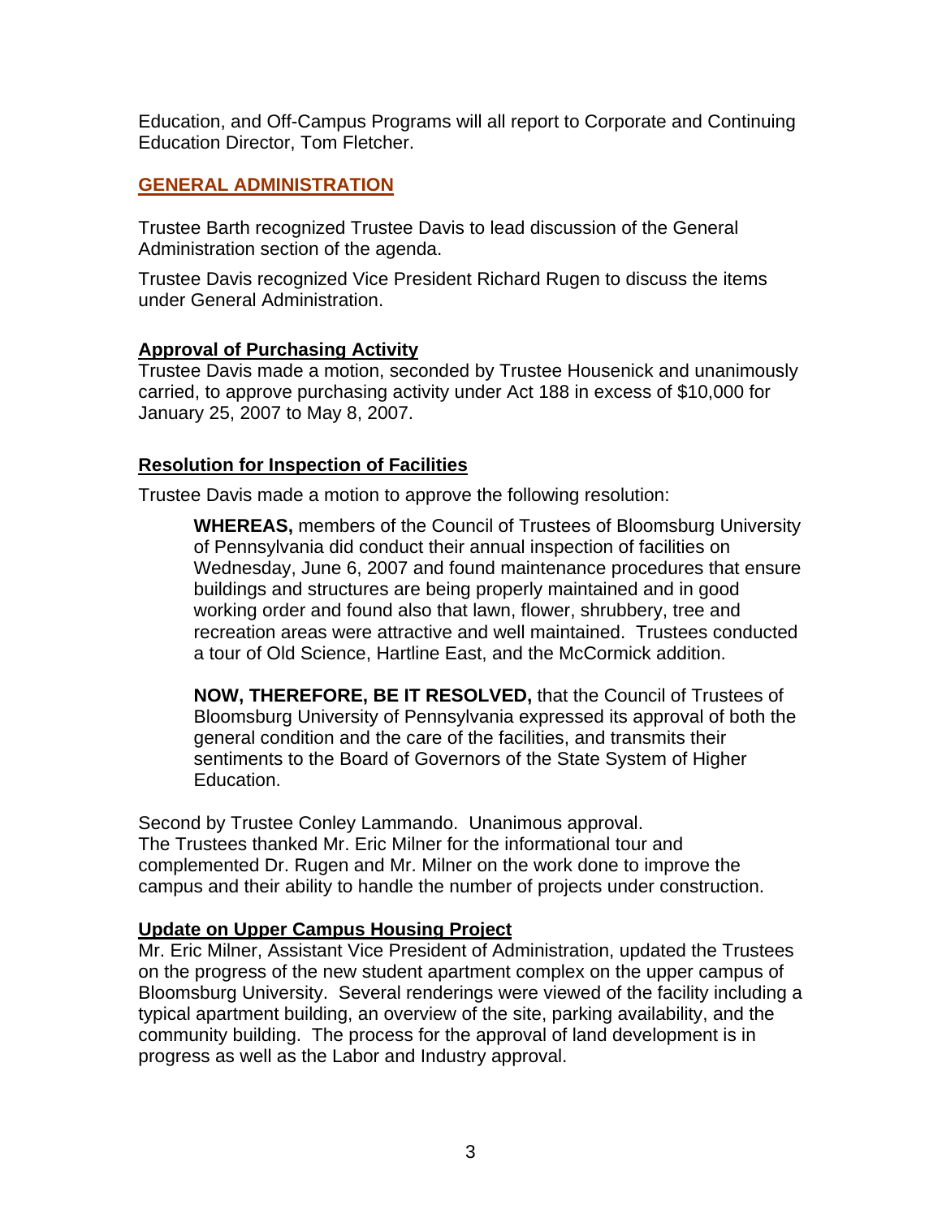Education, and Off-Campus Programs will all report to Corporate and Continuing Education Director, Tom Fletcher.

## GENERAL ADMINISTRATION

Trustee Barth recognized Trustee Davis to lead discussion of the General Administration section of the agenda.

Trustee Davis recognized Vice President Richard Rugen to discuss the items under General Administration.

### Approval of Purchasing Activity

Trustee Davis made a motion, seconded by Trustee Housenick and unanimously carried, to approve purchasing activity under Act 188 in excess of $10,000 for January 25, 2007 to May 8, 2007.

### Resolution for Inspection of Facilities

Trustee Davis made a motion to approve the following resolution:

> **WHEREAS,** members of the Council of Trustees of Bloomsburg University of Pennsylvania did conduct their annual inspection of facilities on Wednesday, June 6, 2007 and found maintenance procedures that ensure buildings and structures are being properly maintained and in good working order and found also that lawn, flower, shrubbery, tree and recreation areas were attractive and well maintained. Trustees conducted a tour of Old Science, Hartline East, and the McCormick addition.
>
> **NOW, THEREFORE, BE IT RESOLVED,** that the Council of Trustees of Bloomsburg University of Pennsylvania expressed its approval of both the general condition and the care of the facilities, and transmits their sentiments to the Board of Governors of the State System of Higher Education.

Second by Trustee Conley Lammando. Unanimous approval.
The Trustees thanked Mr. Eric Milner for the informational tour and complemented Dr. Rugen and Mr. Milner on the work done to improve the campus and their ability to handle the number of projects under construction.

### Update on Upper Campus Housing Project

Mr. Eric Milner, Assistant Vice President of Administration, updated the Trustees on the progress of the new student apartment complex on the upper campus of Bloomsburg University. Several renderings were viewed of the facility including a typical apartment building, an overview of the site, parking availability, and the community building. The process for the approval of land development is in progress as well as the Labor and Industry approval.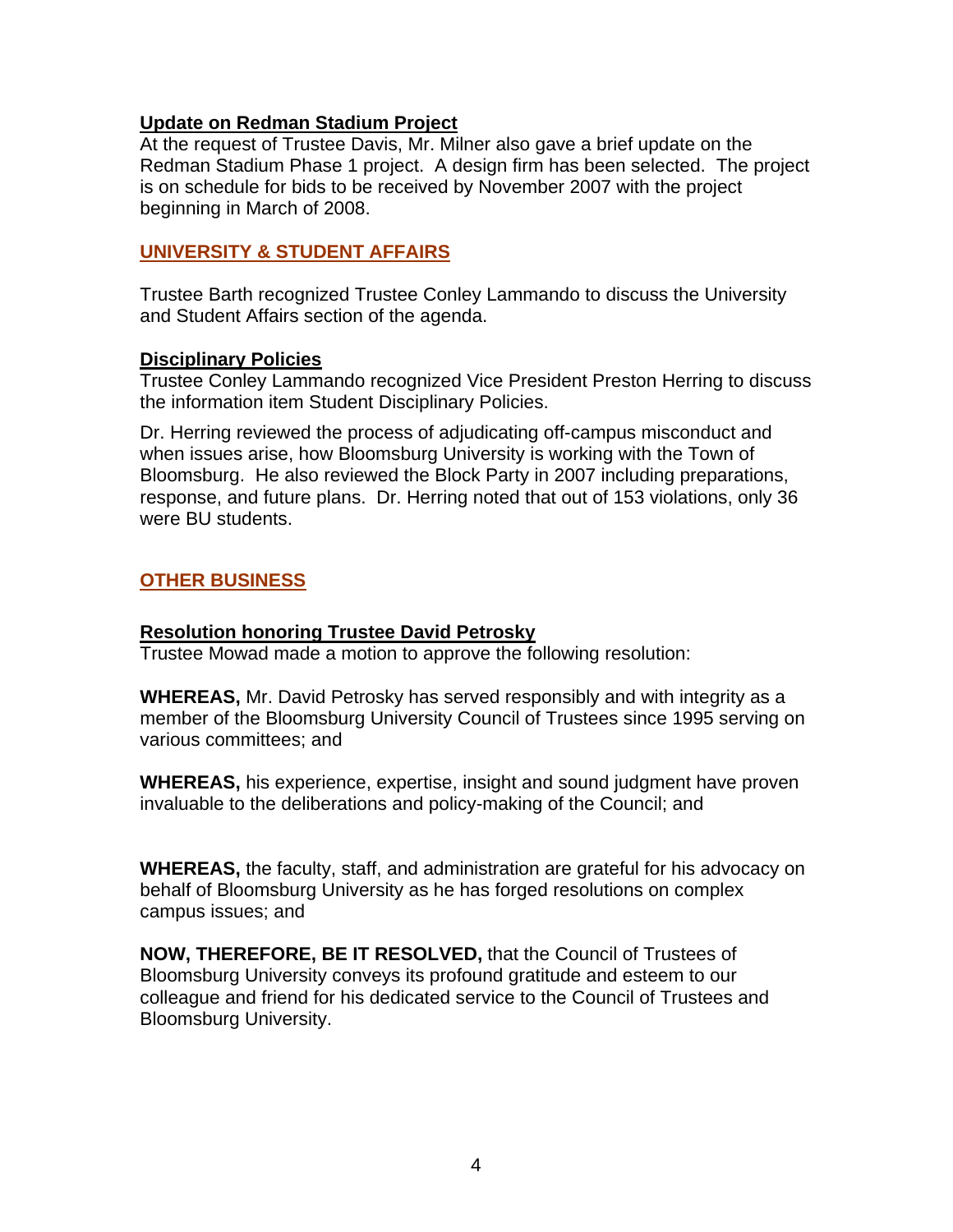**Update on Redman Stadium Project**

At the request of Trustee Davis, Mr. Milner also gave a brief update on the Redman Stadium Phase 1 project. A design firm has been selected. The project is on schedule for bids to be received by November 2007 with the project beginning in March of 2008.

## UNIVERSITY & STUDENT AFFAIRS

Trustee Barth recognized Trustee Conley Lammando to discuss the University and Student Affairs section of the agenda.

**Disciplinary Policies**

Trustee Conley Lammando recognized Vice President Preston Herring to discuss the information item Student Disciplinary Policies.

Dr. Herring reviewed the process of adjudicating off-campus misconduct and when issues arise, how Bloomsburg University is working with the Town of Bloomsburg. He also reviewed the Block Party in 2007 including preparations, response, and future plans. Dr. Herring noted that out of 153 violations, only 36 were BU students.

## OTHER BUSINESS

**Resolution honoring Trustee David Petrosky**

Trustee Mowad made a motion to approve the following resolution:

**WHEREAS,** Mr. David Petrosky has served responsibly and with integrity as a member of the Bloomsburg University Council of Trustees since 1995 serving on various committees; and

**WHEREAS,** his experience, expertise, insight and sound judgment have proven invaluable to the deliberations and policy-making of the Council; and

**WHEREAS,** the faculty, staff, and administration are grateful for his advocacy on behalf of Bloomsburg University as he has forged resolutions on complex campus issues; and

**NOW, THEREFORE, BE IT RESOLVED,** that the Council of Trustees of Bloomsburg University conveys its profound gratitude and esteem to our colleague and friend for his dedicated service to the Council of Trustees and Bloomsburg University.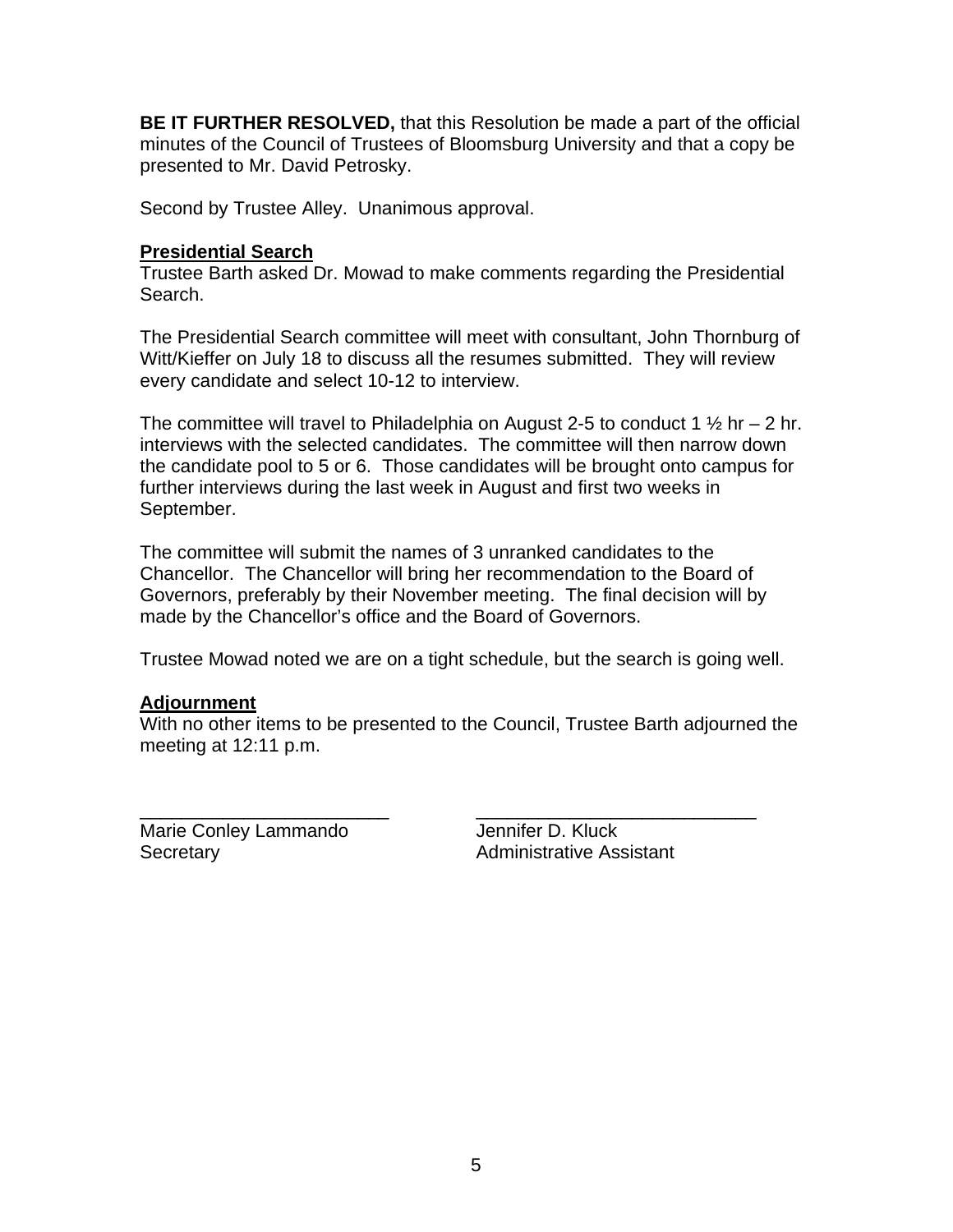**BE IT FURTHER RESOLVED,** that this Resolution be made a part of the official minutes of the Council of Trustees of Bloomsburg University and that a copy be presented to Mr. David Petrosky.

Second by Trustee Alley. Unanimous approval.

**Presidential Search**

Trustee Barth asked Dr. Mowad to make comments regarding the Presidential Search.

The Presidential Search committee will meet with consultant, John Thornburg of Witt/Kieffer on July 18 to discuss all the resumes submitted. They will review every candidate and select 10-12 to interview.

The committee will travel to Philadelphia on August 2-5 to conduct 1 ½ hr – 2 hr. interviews with the selected candidates. The committee will then narrow down the candidate pool to 5 or 6. Those candidates will be brought onto campus for further interviews during the last week in August and first two weeks in September.

The committee will submit the names of 3 unranked candidates to the Chancellor. The Chancellor will bring her recommendation to the Board of Governors, preferably by their November meeting. The final decision will by made by the Chancellor's office and the Board of Governors.

Trustee Mowad noted we are on a tight schedule, but the search is going well.

**Adjournment**

With no other items to be presented to the Council, Trustee Barth adjourned the meeting at 12:11 p.m.

| ________________________ | ___________________________ |
|---|---|
| Marie Conley Lammando | Jennifer D. Kluck |
| Secretary | Administrative Assistant |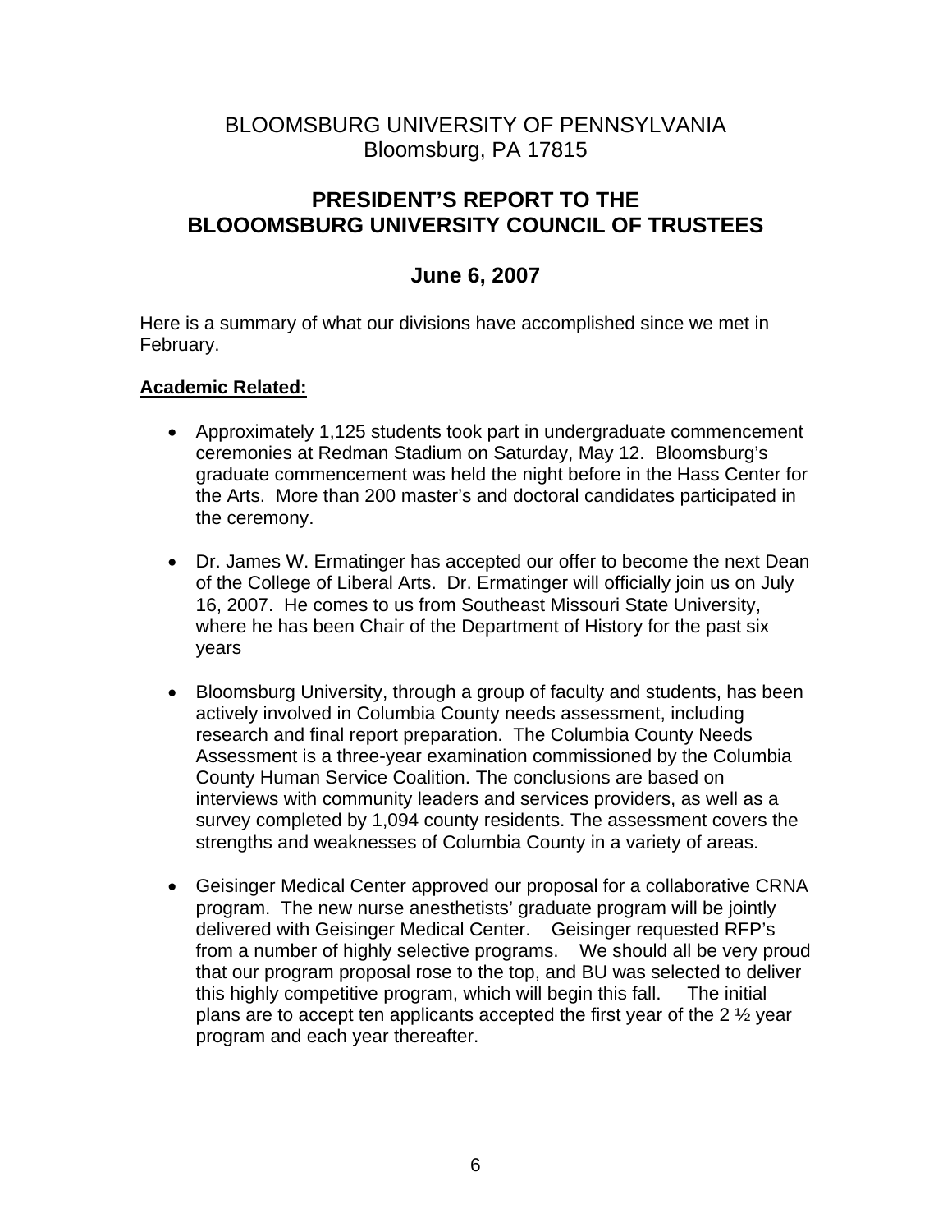# BLOOMSBURG UNIVERSITY OF PENNSYLVANIA

Bloomsburg, PA 17815

## PRESIDENT'S REPORT TO THE BLOOOMSBURG UNIVERSITY COUNCIL OF TRUSTEES

## June 6, 2007

Here is a summary of what our divisions have accomplished since we met in February.

**Academic Related:**

- Approximately 1,125 students took part in undergraduate commencement ceremonies at Redman Stadium on Saturday, May 12. Bloomsburg's graduate commencement was held the night before in the Hass Center for the Arts. More than 200 master's and doctoral candidates participated in the ceremony.

- Dr. James W. Ermatinger has accepted our offer to become the next Dean of the College of Liberal Arts. Dr. Ermatinger will officially join us on July 16, 2007. He comes to us from Southeast Missouri State University, where he has been Chair of the Department of History for the past six years

- Bloomsburg University, through a group of faculty and students, has been actively involved in Columbia County needs assessment, including research and final report preparation. The Columbia County Needs Assessment is a three-year examination commissioned by the Columbia County Human Service Coalition. The conclusions are based on interviews with community leaders and services providers, as well as a survey completed by 1,094 county residents. The assessment covers the strengths and weaknesses of Columbia County in a variety of areas.

- Geisinger Medical Center approved our proposal for a collaborative CRNA program. The new nurse anesthetists' graduate program will be jointly delivered with Geisinger Medical Center. Geisinger requested RFP's from a number of highly selective programs. We should all be very proud that our program proposal rose to the top, and BU was selected to deliver this highly competitive program, which will begin this fall. The initial plans are to accept ten applicants accepted the first year of the 2 ½ year program and each year thereafter.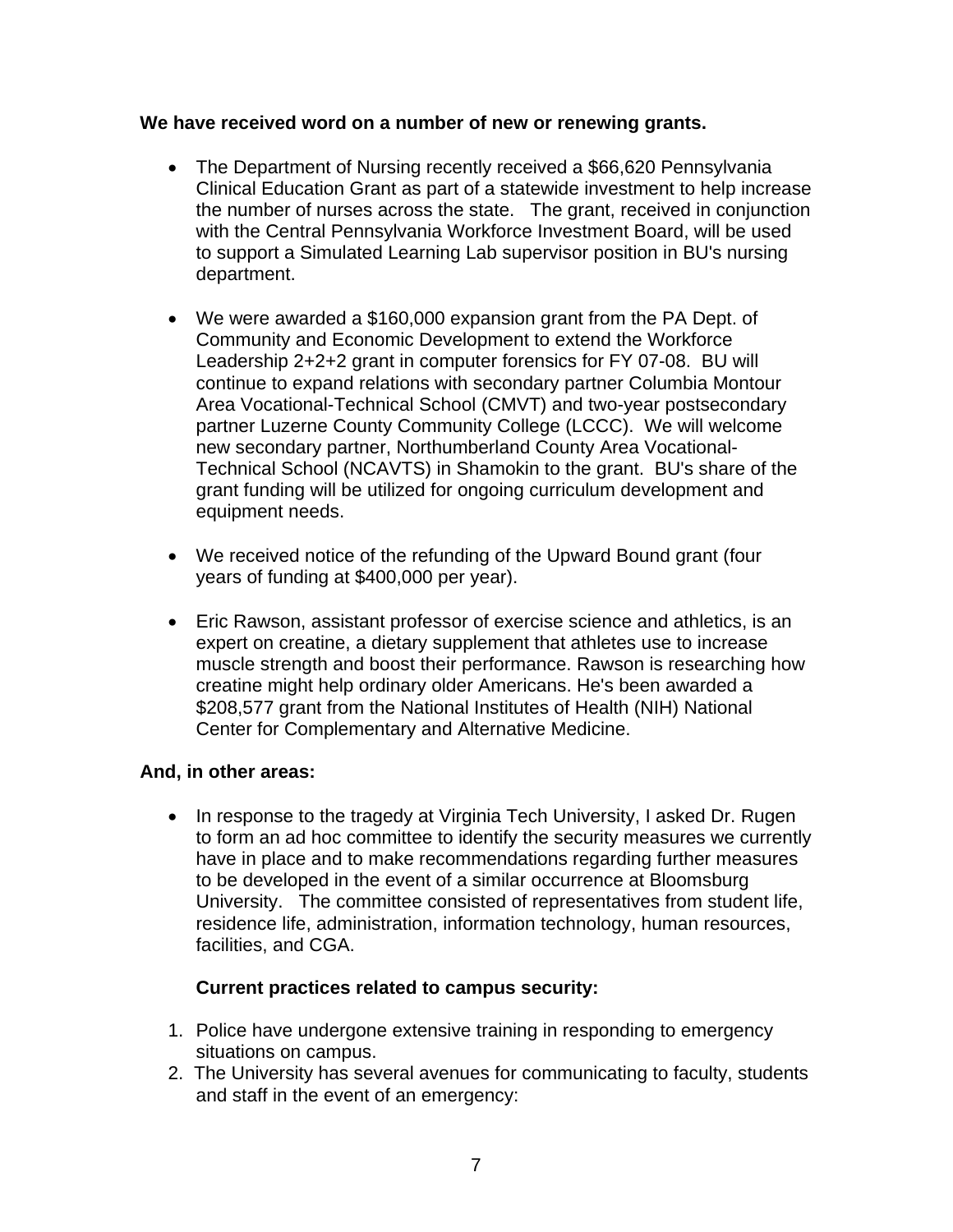**We have received word on a number of new or renewing grants.**

- The Department of Nursing recently received a $66,620 Pennsylvania Clinical Education Grant as part of a statewide investment to help increase the number of nurses across the state. The grant, received in conjunction with the Central Pennsylvania Workforce Investment Board, will be used to support a Simulated Learning Lab supervisor position in BU's nursing department.

- We were awarded a $160,000 expansion grant from the PA Dept. of Community and Economic Development to extend the Workforce Leadership 2+2+2 grant in computer forensics for FY 07-08. BU will continue to expand relations with secondary partner Columbia Montour Area Vocational-Technical School (CMVT) and two-year postsecondary partner Luzerne County Community College (LCCC). We will welcome new secondary partner, Northumberland County Area Vocational-Technical School (NCAVTS) in Shamokin to the grant. BU's share of the grant funding will be utilized for ongoing curriculum development and equipment needs.

- We received notice of the refunding of the Upward Bound grant (four years of funding at $400,000 per year).

- Eric Rawson, assistant professor of exercise science and athletics, is an expert on creatine, a dietary supplement that athletes use to increase muscle strength and boost their performance. Rawson is researching how creatine might help ordinary older Americans. He's been awarded a $208,577 grant from the National Institutes of Health (NIH) National Center for Complementary and Alternative Medicine.

**And, in other areas:**

- In response to the tragedy at Virginia Tech University, I asked Dr. Rugen to form an ad hoc committee to identify the security measures we currently have in place and to make recommendations regarding further measures to be developed in the event of a similar occurrence at Bloomsburg University. The committee consisted of representatives from student life, residence life, administration, information technology, human resources, facilities, and CGA.

  **Current practices related to campus security:**

1. Police have undergone extensive training in responding to emergency situations on campus.
2. The University has several avenues for communicating to faculty, students and staff in the event of an emergency: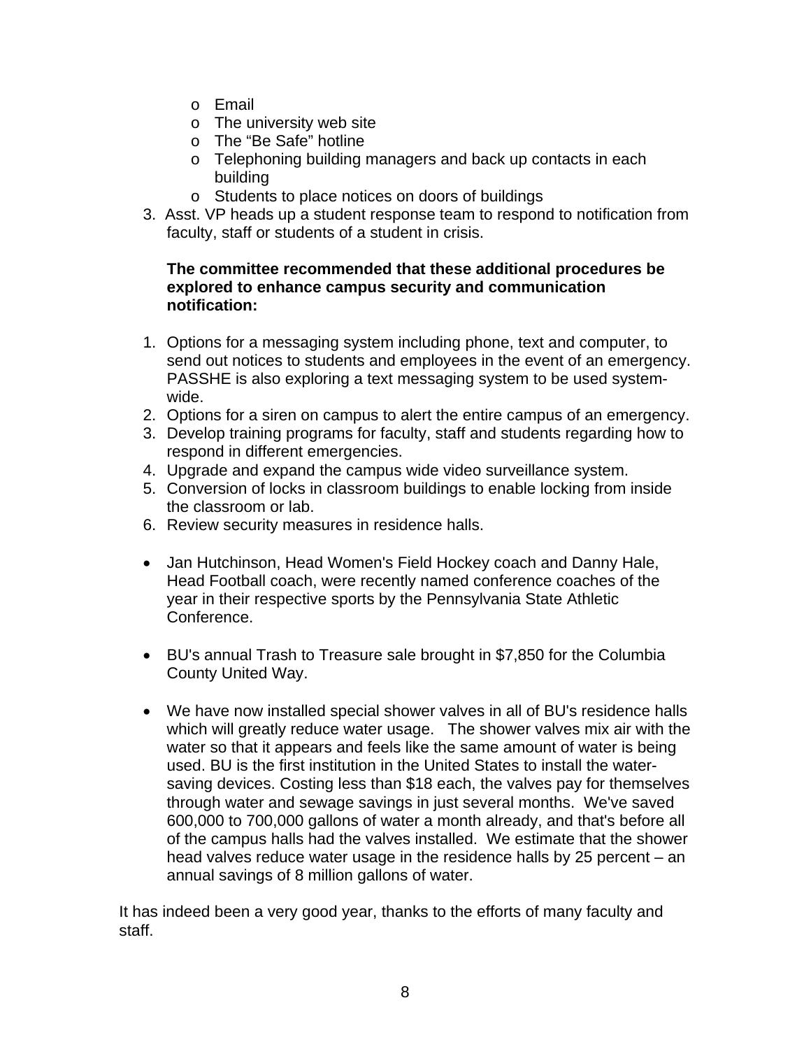- Email
  - The university web site
  - The "Be Safe" hotline
  - Telephoning building managers and back up contacts in each building
  - Students to place notices on doors of buildings
3. Asst. VP heads up a student response team to respond to notification from faculty, staff or students of a student in crisis.

**The committee recommended that these additional procedures be explored to enhance campus security and communication notification:**

1. Options for a messaging system including phone, text and computer, to send out notices to students and employees in the event of an emergency. PASSHE is also exploring a text messaging system to be used system-wide.
2. Options for a siren on campus to alert the entire campus of an emergency.
3. Develop training programs for faculty, staff and students regarding how to respond in different emergencies.
4. Upgrade and expand the campus wide video surveillance system.
5. Conversion of locks in classroom buildings to enable locking from inside the classroom or lab.
6. Review security measures in residence halls.

- Jan Hutchinson, Head Women's Field Hockey coach and Danny Hale, Head Football coach, were recently named conference coaches of the year in their respective sports by the Pennsylvania State Athletic Conference.

- BU's annual Trash to Treasure sale brought in $7,850 for the Columbia County United Way.

- We have now installed special shower valves in all of BU's residence halls which will greatly reduce water usage. The shower valves mix air with the water so that it appears and feels like the same amount of water is being used. BU is the first institution in the United States to install the water-saving devices. Costing less than $18 each, the valves pay for themselves through water and sewage savings in just several months. We've saved 600,000 to 700,000 gallons of water a month already, and that's before all of the campus halls had the valves installed. We estimate that the shower head valves reduce water usage in the residence halls by 25 percent – an annual savings of 8 million gallons of water.

It has indeed been a very good year, thanks to the efforts of many faculty and staff.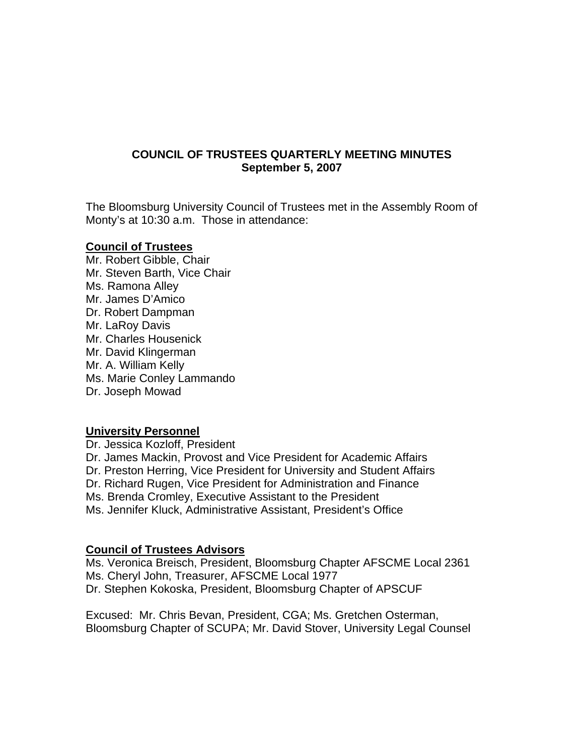**COUNCIL OF TRUSTEES QUARTERLY MEETING MINUTES**
**September 5, 2007**

The Bloomsburg University Council of Trustees met in the Assembly Room of Monty's at 10:30 a.m. Those in attendance:

**Council of Trustees**

Mr. Robert Gibble, Chair
Mr. Steven Barth, Vice Chair
Ms. Ramona Alley
Mr. James D'Amico
Dr. Robert Dampman
Mr. LaRoy Davis
Mr. Charles Housenick
Mr. David Klingerman
Mr. A. William Kelly
Ms. Marie Conley Lammando
Dr. Joseph Mowad

**University Personnel**

Dr. Jessica Kozloff, President
Dr. James Mackin, Provost and Vice President for Academic Affairs
Dr. Preston Herring, Vice President for University and Student Affairs
Dr. Richard Rugen, Vice President for Administration and Finance
Ms. Brenda Cromley, Executive Assistant to the President
Ms. Jennifer Kluck, Administrative Assistant, President's Office

**Council of Trustees Advisors**

Ms. Veronica Breisch, President, Bloomsburg Chapter AFSCME Local 2361
Ms. Cheryl John, Treasurer, AFSCME Local 1977
Dr. Stephen Kokoska, President, Bloomsburg Chapter of APSCUF

Excused: Mr. Chris Bevan, President, CGA; Ms. Gretchen Osterman, Bloomsburg Chapter of SCUPA; Mr. David Stover, University Legal Counsel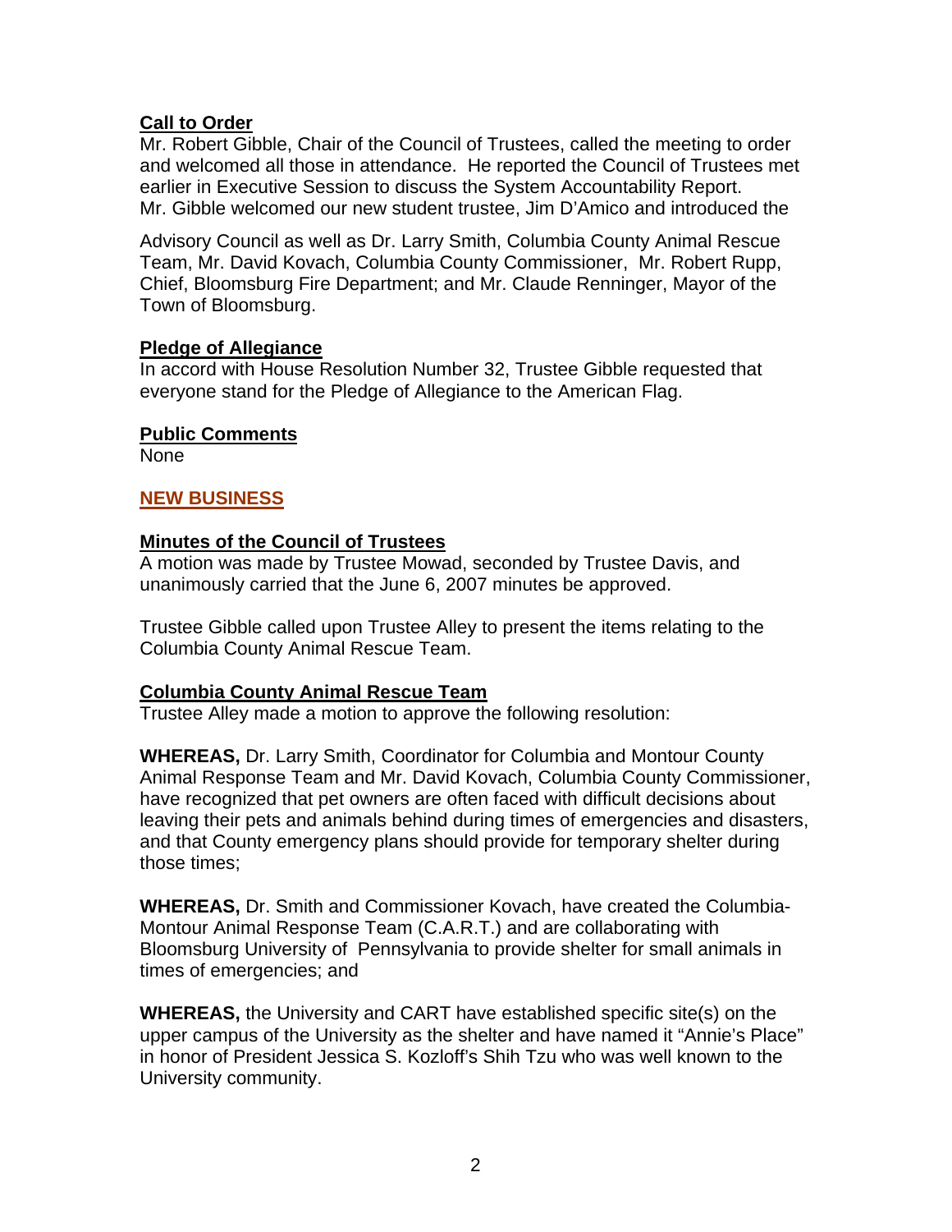**Call to Order**

Mr. Robert Gibble, Chair of the Council of Trustees, called the meeting to order and welcomed all those in attendance. He reported the Council of Trustees met earlier in Executive Session to discuss the System Accountability Report. Mr. Gibble welcomed our new student trustee, Jim D'Amico and introduced the

Advisory Council as well as Dr. Larry Smith, Columbia County Animal Rescue Team, Mr. David Kovach, Columbia County Commissioner, Mr. Robert Rupp, Chief, Bloomsburg Fire Department; and Mr. Claude Renninger, Mayor of the Town of Bloomsburg.

**Pledge of Allegiance**

In accord with House Resolution Number 32, Trustee Gibble requested that everyone stand for the Pledge of Allegiance to the American Flag.

**Public Comments**

None

**NEW BUSINESS**

**Minutes of the Council of Trustees**

A motion was made by Trustee Mowad, seconded by Trustee Davis, and unanimously carried that the June 6, 2007 minutes be approved.

Trustee Gibble called upon Trustee Alley to present the items relating to the Columbia County Animal Rescue Team.

**Columbia County Animal Rescue Team**

Trustee Alley made a motion to approve the following resolution:

**WHEREAS,** Dr. Larry Smith, Coordinator for Columbia and Montour County Animal Response Team and Mr. David Kovach, Columbia County Commissioner, have recognized that pet owners are often faced with difficult decisions about leaving their pets and animals behind during times of emergencies and disasters, and that County emergency plans should provide for temporary shelter during those times;

**WHEREAS,** Dr. Smith and Commissioner Kovach, have created the Columbia-Montour Animal Response Team (C.A.R.T.) and are collaborating with Bloomsburg University of Pennsylvania to provide shelter for small animals in times of emergencies; and

**WHEREAS,** the University and CART have established specific site(s) on the upper campus of the University as the shelter and have named it "Annie's Place" in honor of President Jessica S. Kozloff's Shih Tzu who was well known to the University community.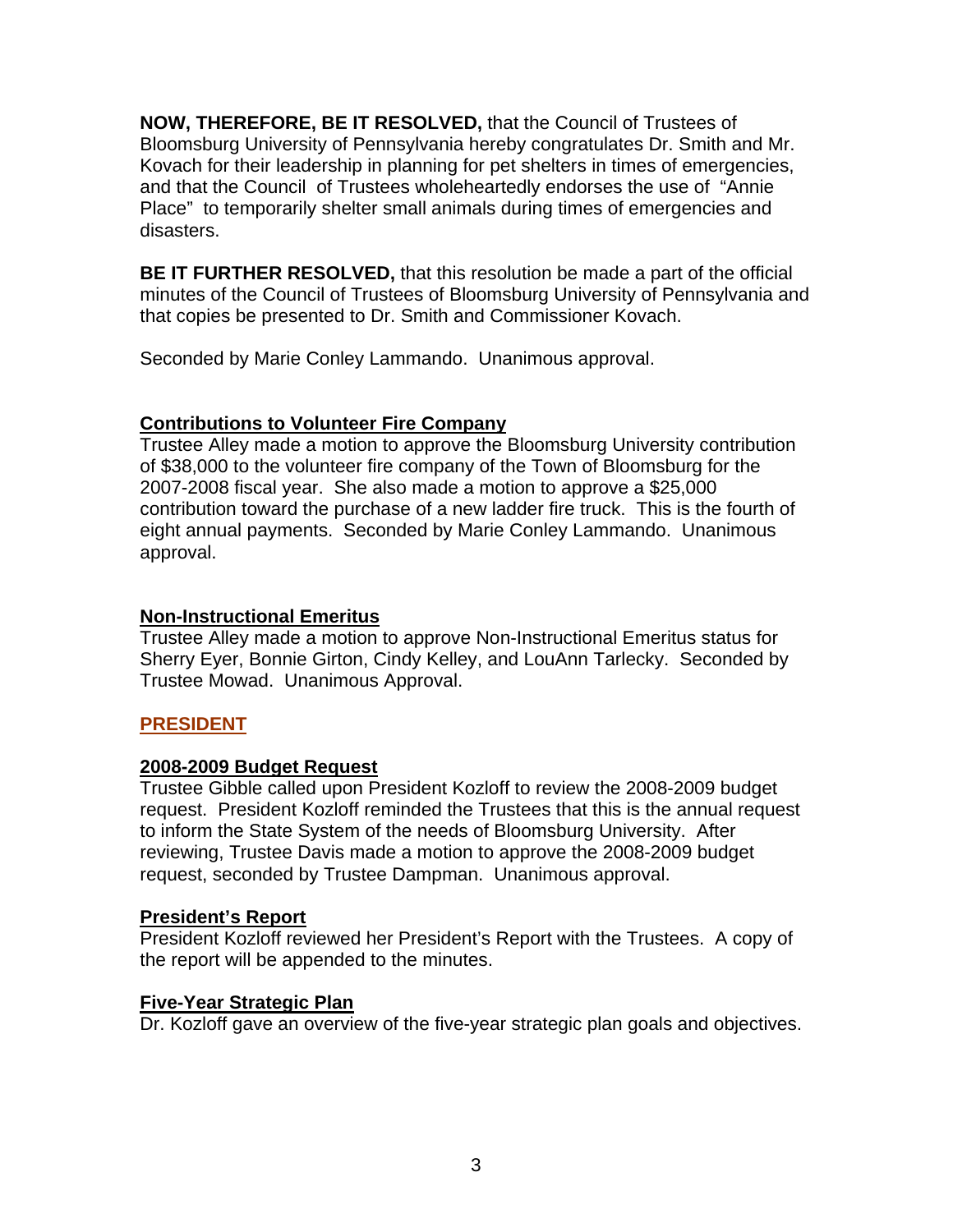**NOW, THEREFORE, BE IT RESOLVED,** that the Council of Trustees of Bloomsburg University of Pennsylvania hereby congratulates Dr. Smith and Mr. Kovach for their leadership in planning for pet shelters in times of emergencies, and that the Council of Trustees wholeheartedly endorses the use of "Annie Place" to temporarily shelter small animals during times of emergencies and disasters.

**BE IT FURTHER RESOLVED,** that this resolution be made a part of the official minutes of the Council of Trustees of Bloomsburg University of Pennsylvania and that copies be presented to Dr. Smith and Commissioner Kovach.

Seconded by Marie Conley Lammando. Unanimous approval.

**Contributions to Volunteer Fire Company**

Trustee Alley made a motion to approve the Bloomsburg University contribution of $38,000 to the volunteer fire company of the Town of Bloomsburg for the 2007-2008 fiscal year. She also made a motion to approve a $25,000 contribution toward the purchase of a new ladder fire truck. This is the fourth of eight annual payments. Seconded by Marie Conley Lammando. Unanimous approval.

**Non-Instructional Emeritus**

Trustee Alley made a motion to approve Non-Instructional Emeritus status for Sherry Eyer, Bonnie Girton, Cindy Kelley, and LouAnn Tarlecky. Seconded by Trustee Mowad. Unanimous Approval.

## PRESIDENT

**2008-2009 Budget Request**

Trustee Gibble called upon President Kozloff to review the 2008-2009 budget request. President Kozloff reminded the Trustees that this is the annual request to inform the State System of the needs of Bloomsburg University. After reviewing, Trustee Davis made a motion to approve the 2008-2009 budget request, seconded by Trustee Dampman. Unanimous approval.

**President's Report**

President Kozloff reviewed her President's Report with the Trustees. A copy of the report will be appended to the minutes.

**Five-Year Strategic Plan**

Dr. Kozloff gave an overview of the five-year strategic plan goals and objectives.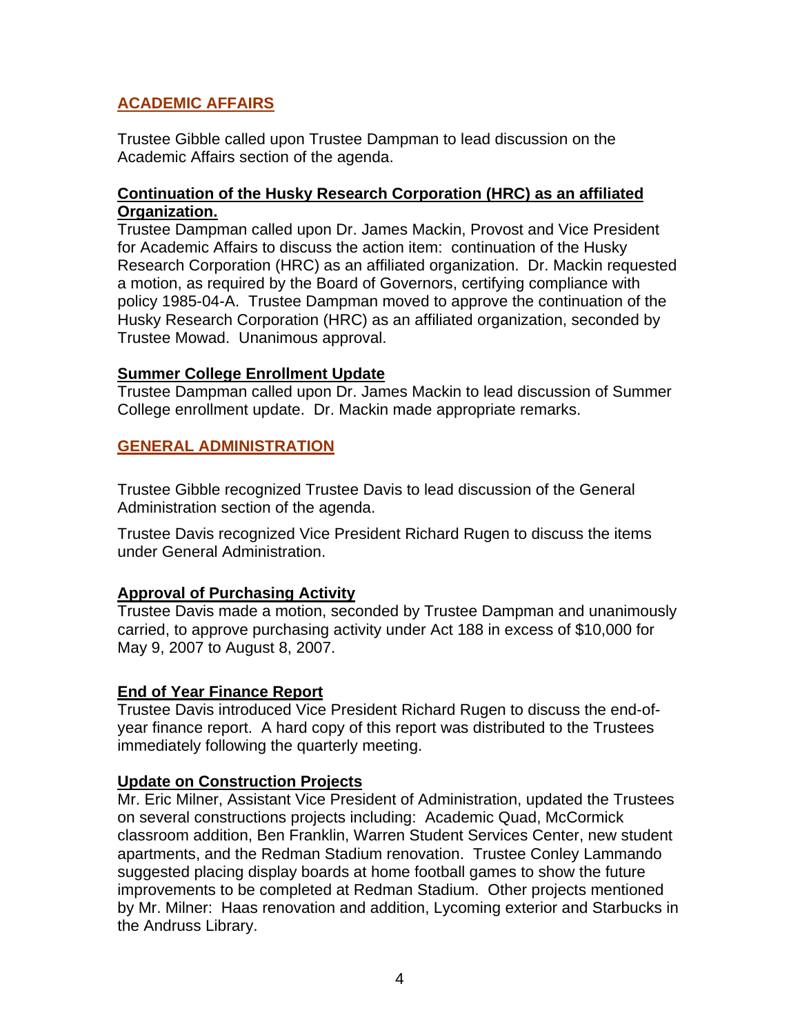## ACADEMIC AFFAIRS

Trustee Gibble called upon Trustee Dampman to lead discussion on the Academic Affairs section of the agenda.

### Continuation of the Husky Research Corporation (HRC) as an affiliated Organization.

Trustee Dampman called upon Dr. James Mackin, Provost and Vice President for Academic Affairs to discuss the action item: continuation of the Husky Research Corporation (HRC) as an affiliated organization. Dr. Mackin requested a motion, as required by the Board of Governors, certifying compliance with policy 1985-04-A. Trustee Dampman moved to approve the continuation of the Husky Research Corporation (HRC) as an affiliated organization, seconded by Trustee Mowad. Unanimous approval.

### Summer College Enrollment Update

Trustee Dampman called upon Dr. James Mackin to lead discussion of Summer College enrollment update. Dr. Mackin made appropriate remarks.

## GENERAL ADMINISTRATION

Trustee Gibble recognized Trustee Davis to lead discussion of the General Administration section of the agenda.

Trustee Davis recognized Vice President Richard Rugen to discuss the items under General Administration.

### Approval of Purchasing Activity

Trustee Davis made a motion, seconded by Trustee Dampman and unanimously carried, to approve purchasing activity under Act 188 in excess of $10,000 for May 9, 2007 to August 8, 2007.

### End of Year Finance Report

Trustee Davis introduced Vice President Richard Rugen to discuss the end-of-year finance report. A hard copy of this report was distributed to the Trustees immediately following the quarterly meeting.

### Update on Construction Projects

Mr. Eric Milner, Assistant Vice President of Administration, updated the Trustees on several constructions projects including: Academic Quad, McCormick classroom addition, Ben Franklin, Warren Student Services Center, new student apartments, and the Redman Stadium renovation. Trustee Conley Lammando suggested placing display boards at home football games to show the future improvements to be completed at Redman Stadium. Other projects mentioned by Mr. Milner: Haas renovation and addition, Lycoming exterior and Starbucks in the Andruss Library.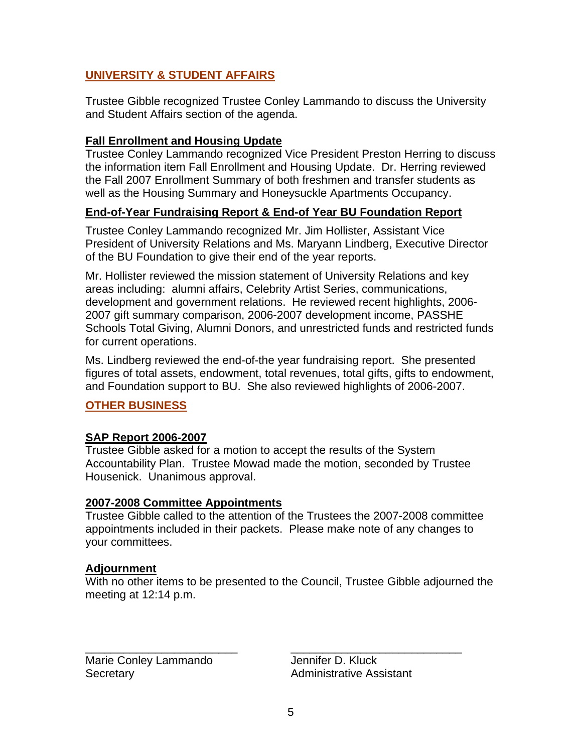## UNIVERSITY & STUDENT AFFAIRS

Trustee Gibble recognized Trustee Conley Lammando to discuss the University and Student Affairs section of the agenda.

### Fall Enrollment and Housing Update

Trustee Conley Lammando recognized Vice President Preston Herring to discuss the information item Fall Enrollment and Housing Update. Dr. Herring reviewed the Fall 2007 Enrollment Summary of both freshmen and transfer students as well as the Housing Summary and Honeysuckle Apartments Occupancy.

### End-of-Year Fundraising Report & End-of Year BU Foundation Report

Trustee Conley Lammando recognized Mr. Jim Hollister, Assistant Vice President of University Relations and Ms. Maryann Lindberg, Executive Director of the BU Foundation to give their end of the year reports.

Mr. Hollister reviewed the mission statement of University Relations and key areas including: alumni affairs, Celebrity Artist Series, communications, development and government relations. He reviewed recent highlights, 2006-2007 gift summary comparison, 2006-2007 development income, PASSHE Schools Total Giving, Alumni Donors, and unrestricted funds and restricted funds for current operations.

Ms. Lindberg reviewed the end-of-the year fundraising report. She presented figures of total assets, endowment, total revenues, total gifts, gifts to endowment, and Foundation support to BU. She also reviewed highlights of 2006-2007.

## OTHER BUSINESS

### SAP Report 2006-2007

Trustee Gibble asked for a motion to accept the results of the System Accountability Plan. Trustee Mowad made the motion, seconded by Trustee Housenick. Unanimous approval.

### 2007-2008 Committee Appointments

Trustee Gibble called to the attention of the Trustees the 2007-2008 committee appointments included in their packets. Please make note of any changes to your committees.

### Adjournment

With no other items to be presented to the Council, Trustee Gibble adjourned the meeting at 12:14 p.m.

| ________________________ | ___________________________ |
|---|---|
| Marie Conley Lammando | Jennifer D. Kluck |
| Secretary | Administrative Assistant |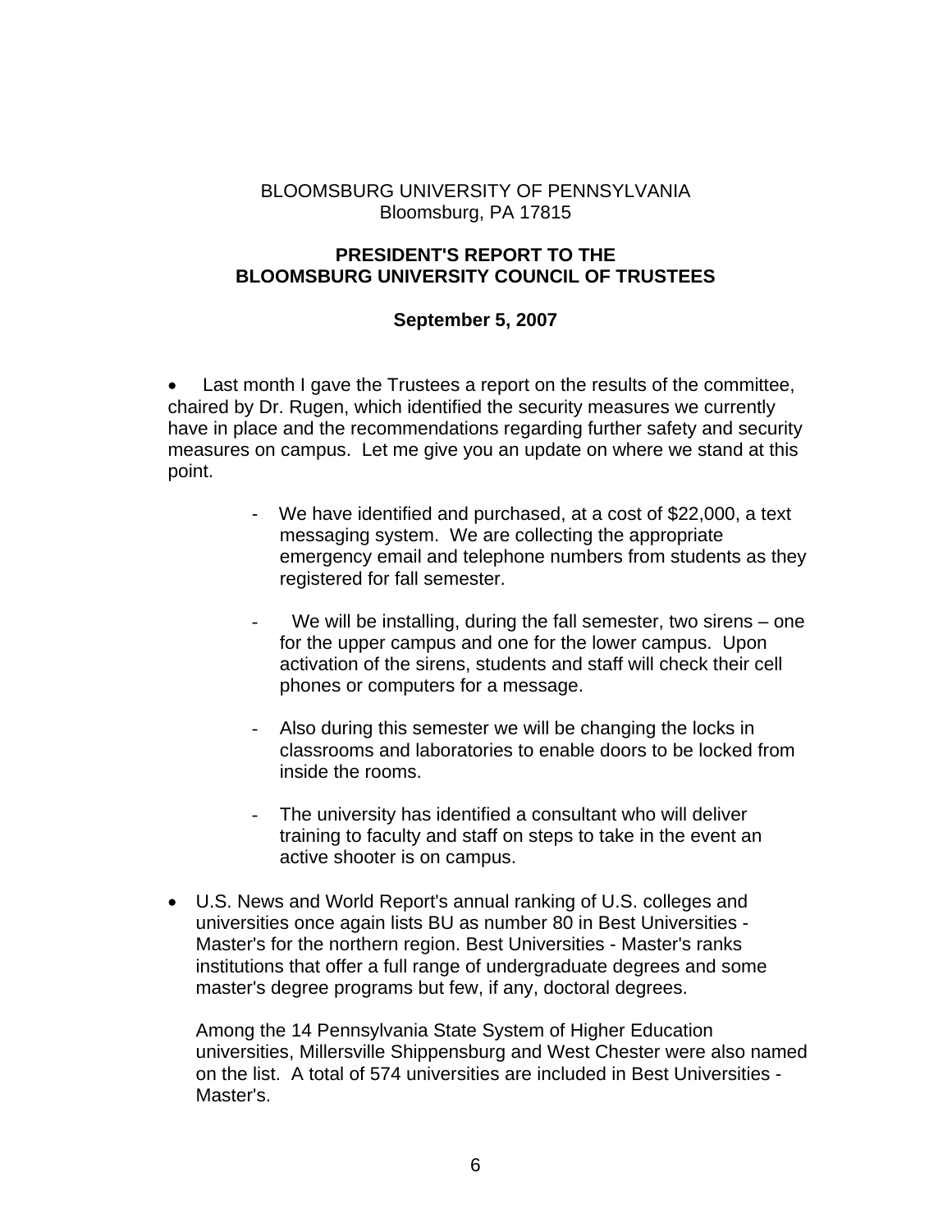BLOOMSBURG UNIVERSITY OF PENNSYLVANIA
Bloomsburg, PA 17815

**PRESIDENT'S REPORT TO THE BLOOMSBURG UNIVERSITY COUNCIL OF TRUSTEES**

**September 5, 2007**

- Last month I gave the Trustees a report on the results of the committee, chaired by Dr. Rugen, which identified the security measures we currently have in place and the recommendations regarding further safety and security measures on campus. Let me give you an update on where we stand at this point.

    - We have identified and purchased, at a cost of $22,000, a text messaging system. We are collecting the appropriate emergency email and telephone numbers from students as they registered for fall semester.

    - We will be installing, during the fall semester, two sirens – one for the upper campus and one for the lower campus. Upon activation of the sirens, students and staff will check their cell phones or computers for a message.

    - Also during this semester we will be changing the locks in classrooms and laboratories to enable doors to be locked from inside the rooms.

    - The university has identified a consultant who will deliver training to faculty and staff on steps to take in the event an active shooter is on campus.

- U.S. News and World Report's annual ranking of U.S. colleges and universities once again lists BU as number 80 in Best Universities - Master's for the northern region. Best Universities - Master's ranks institutions that offer a full range of undergraduate degrees and some master's degree programs but few, if any, doctoral degrees.

  Among the 14 Pennsylvania State System of Higher Education universities, Millersville Shippensburg and West Chester were also named on the list. A total of 574 universities are included in Best Universities - Master's.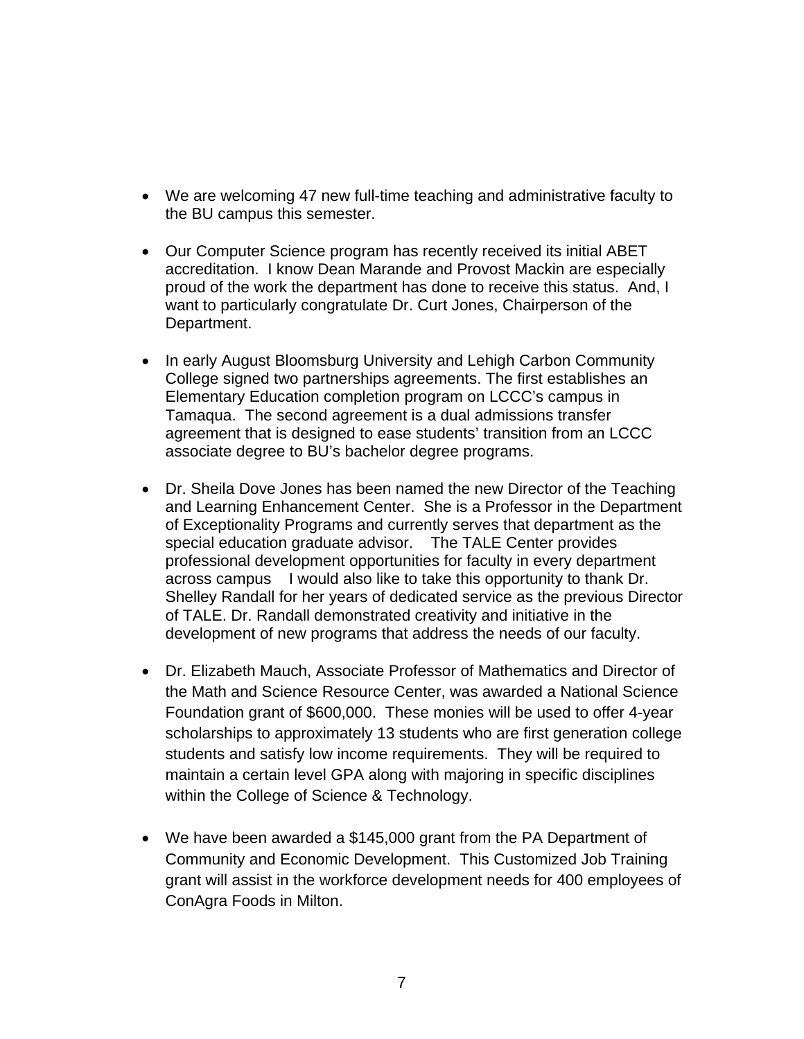- We are welcoming 47 new full-time teaching and administrative faculty to the BU campus this semester.

- Our Computer Science program has recently received its initial ABET accreditation. I know Dean Marande and Provost Mackin are especially proud of the work the department has done to receive this status. And, I want to particularly congratulate Dr. Curt Jones, Chairperson of the Department.

- In early August Bloomsburg University and Lehigh Carbon Community College signed two partnerships agreements. The first establishes an Elementary Education completion program on LCCC's campus in Tamaqua. The second agreement is a dual admissions transfer agreement that is designed to ease students' transition from an LCCC associate degree to BU's bachelor degree programs.

- Dr. Sheila Dove Jones has been named the new Director of the Teaching and Learning Enhancement Center. She is a Professor in the Department of Exceptionality Programs and currently serves that department as the special education graduate advisor. The TALE Center provides professional development opportunities for faculty in every department across campus I would also like to take this opportunity to thank Dr. Shelley Randall for her years of dedicated service as the previous Director of TALE. Dr. Randall demonstrated creativity and initiative in the development of new programs that address the needs of our faculty.

- Dr. Elizabeth Mauch, Associate Professor of Mathematics and Director of the Math and Science Resource Center, was awarded a National Science Foundation grant of $600,000. These monies will be used to offer 4-year scholarships to approximately 13 students who are first generation college students and satisfy low income requirements. They will be required to maintain a certain level GPA along with majoring in specific disciplines within the College of Science & Technology.

- We have been awarded a $145,000 grant from the PA Department of Community and Economic Development. This Customized Job Training grant will assist in the workforce development needs for 400 employees of ConAgra Foods in Milton.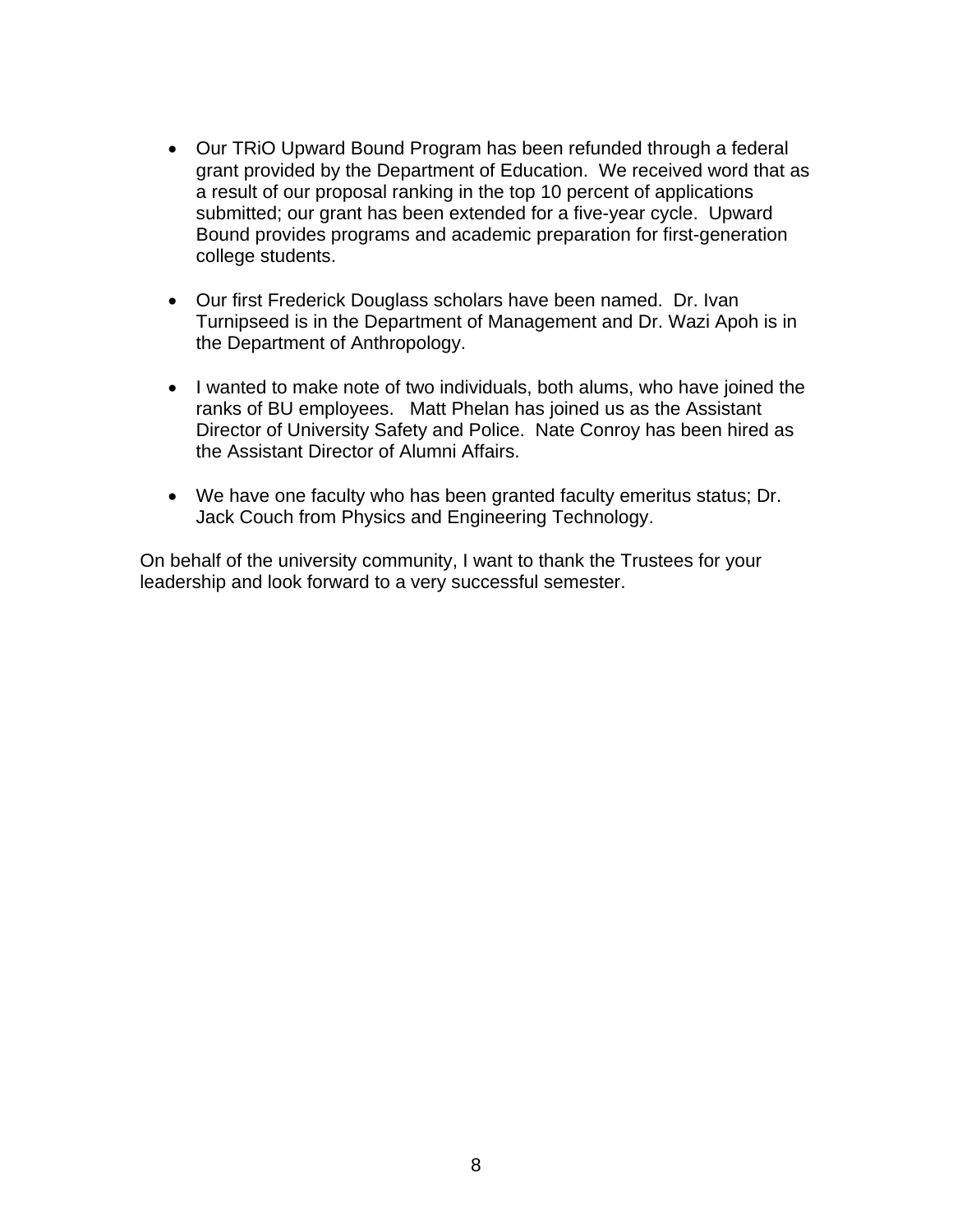- Our TRiO Upward Bound Program has been refunded through a federal grant provided by the Department of Education. We received word that as a result of our proposal ranking in the top 10 percent of applications submitted; our grant has been extended for a five-year cycle. Upward Bound provides programs and academic preparation for first-generation college students.

- Our first Frederick Douglass scholars have been named. Dr. Ivan Turnipseed is in the Department of Management and Dr. Wazi Apoh is in the Department of Anthropology.

- I wanted to make note of two individuals, both alums, who have joined the ranks of BU employees. Matt Phelan has joined us as the Assistant Director of University Safety and Police. Nate Conroy has been hired as the Assistant Director of Alumni Affairs.

- We have one faculty who has been granted faculty emeritus status; Dr. Jack Couch from Physics and Engineering Technology.

On behalf of the university community, I want to thank the Trustees for your leadership and look forward to a very successful semester.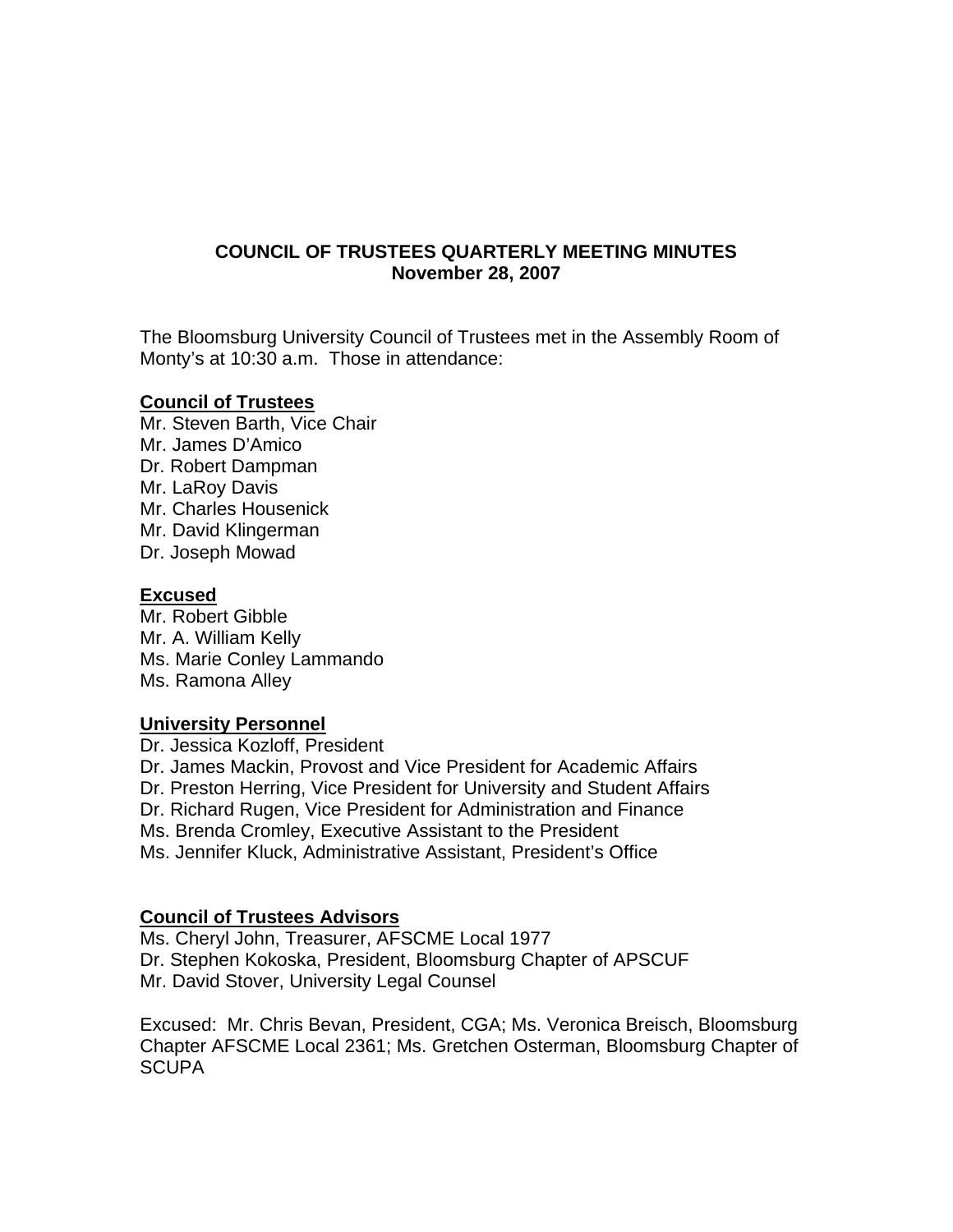# COUNCIL OF TRUSTEES QUARTERLY MEETING MINUTES
**November 28, 2007**

The Bloomsburg University Council of Trustees met in the Assembly Room of Monty's at 10:30 a.m. Those in attendance:

**Council of Trustees**

Mr. Steven Barth, Vice Chair
Mr. James D'Amico
Dr. Robert Dampman
Mr. LaRoy Davis
Mr. Charles Housenick
Mr. David Klingerman
Dr. Joseph Mowad

**Excused**

Mr. Robert Gibble
Mr. A. William Kelly
Ms. Marie Conley Lammando
Ms. Ramona Alley

**University Personnel**

Dr. Jessica Kozloff, President
Dr. James Mackin, Provost and Vice President for Academic Affairs
Dr. Preston Herring, Vice President for University and Student Affairs
Dr. Richard Rugen, Vice President for Administration and Finance
Ms. Brenda Cromley, Executive Assistant to the President
Ms. Jennifer Kluck, Administrative Assistant, President's Office

**Council of Trustees Advisors**

Ms. Cheryl John, Treasurer, AFSCME Local 1977
Dr. Stephen Kokoska, President, Bloomsburg Chapter of APSCUF
Mr. David Stover, University Legal Counsel

Excused: Mr. Chris Bevan, President, CGA; Ms. Veronica Breisch, Bloomsburg Chapter AFSCME Local 2361; Ms. Gretchen Osterman, Bloomsburg Chapter of SCUPA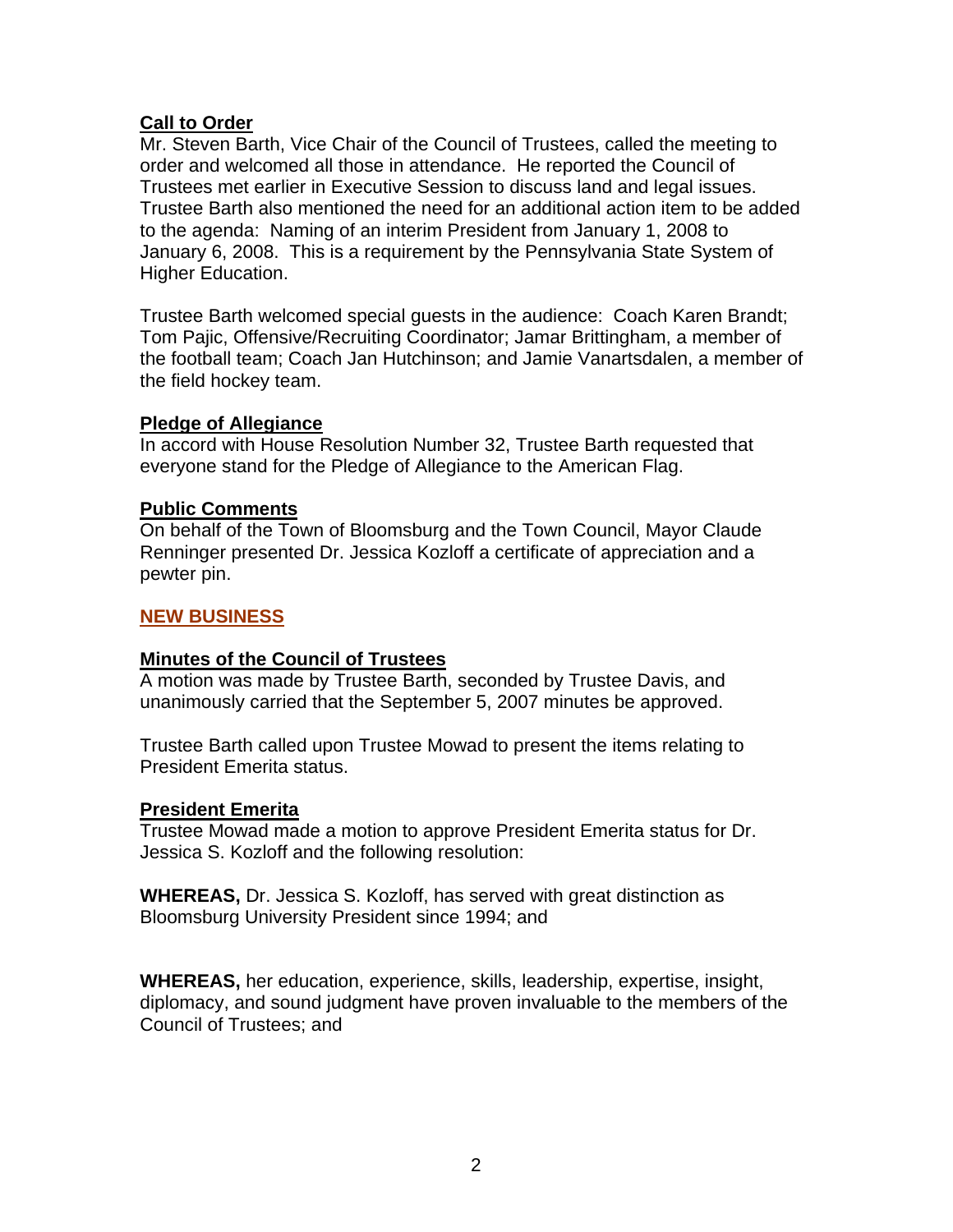## Call to Order

Mr. Steven Barth, Vice Chair of the Council of Trustees, called the meeting to order and welcomed all those in attendance. He reported the Council of Trustees met earlier in Executive Session to discuss land and legal issues. Trustee Barth also mentioned the need for an additional action item to be added to the agenda: Naming of an interim President from January 1, 2008 to January 6, 2008. This is a requirement by the Pennsylvania State System of Higher Education.

Trustee Barth welcomed special guests in the audience: Coach Karen Brandt; Tom Pajic, Offensive/Recruiting Coordinator; Jamar Brittingham, a member of the football team; Coach Jan Hutchinson; and Jamie Vanartsdalen, a member of the field hockey team.

## Pledge of Allegiance

In accord with House Resolution Number 32, Trustee Barth requested that everyone stand for the Pledge of Allegiance to the American Flag.

## Public Comments

On behalf of the Town of Bloomsburg and the Town Council, Mayor Claude Renninger presented Dr. Jessica Kozloff a certificate of appreciation and a pewter pin.

# NEW BUSINESS

## Minutes of the Council of Trustees

A motion was made by Trustee Barth, seconded by Trustee Davis, and unanimously carried that the September 5, 2007 minutes be approved.

Trustee Barth called upon Trustee Mowad to present the items relating to President Emerita status.

## President Emerita

Trustee Mowad made a motion to approve President Emerita status for Dr. Jessica S. Kozloff and the following resolution:

**WHEREAS,** Dr. Jessica S. Kozloff, has served with great distinction as Bloomsburg University President since 1994; and

**WHEREAS,** her education, experience, skills, leadership, expertise, insight, diplomacy, and sound judgment have proven invaluable to the members of the Council of Trustees; and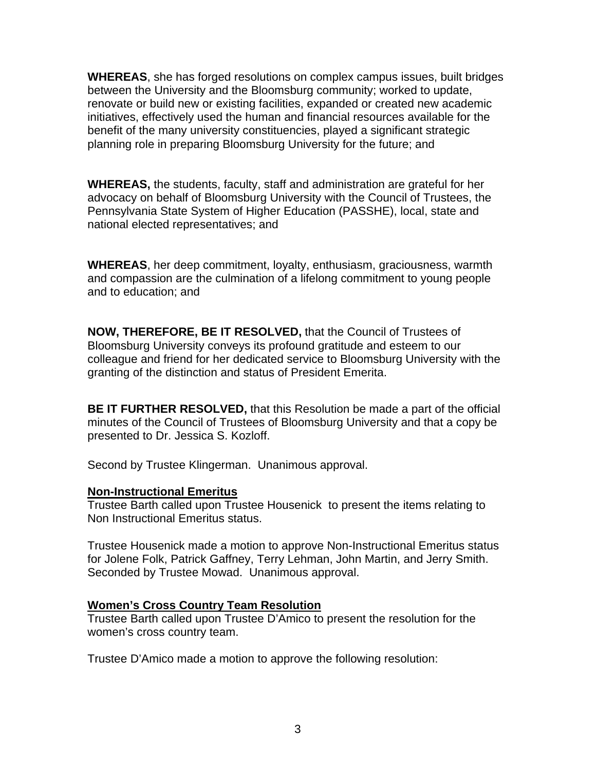**WHEREAS**, she has forged resolutions on complex campus issues, built bridges between the University and the Bloomsburg community; worked to update, renovate or build new or existing facilities, expanded or created new academic initiatives, effectively used the human and financial resources available for the benefit of the many university constituencies, played a significant strategic planning role in preparing Bloomsburg University for the future; and

**WHEREAS,** the students, faculty, staff and administration are grateful for her advocacy on behalf of Bloomsburg University with the Council of Trustees, the Pennsylvania State System of Higher Education (PASSHE), local, state and national elected representatives; and

**WHEREAS**, her deep commitment, loyalty, enthusiasm, graciousness, warmth and compassion are the culmination of a lifelong commitment to young people and to education; and

**NOW, THEREFORE, BE IT RESOLVED,** that the Council of Trustees of Bloomsburg University conveys its profound gratitude and esteem to our colleague and friend for her dedicated service to Bloomsburg University with the granting of the distinction and status of President Emerita.

**BE IT FURTHER RESOLVED,** that this Resolution be made a part of the official minutes of the Council of Trustees of Bloomsburg University and that a copy be presented to Dr. Jessica S. Kozloff.

Second by Trustee Klingerman. Unanimous approval.

**Non-Instructional Emeritus**

Trustee Barth called upon Trustee Housenick to present the items relating to Non Instructional Emeritus status.

Trustee Housenick made a motion to approve Non-Instructional Emeritus status for Jolene Folk, Patrick Gaffney, Terry Lehman, John Martin, and Jerry Smith. Seconded by Trustee Mowad. Unanimous approval.

**Women's Cross Country Team Resolution**

Trustee Barth called upon Trustee D'Amico to present the resolution for the women's cross country team.

Trustee D'Amico made a motion to approve the following resolution: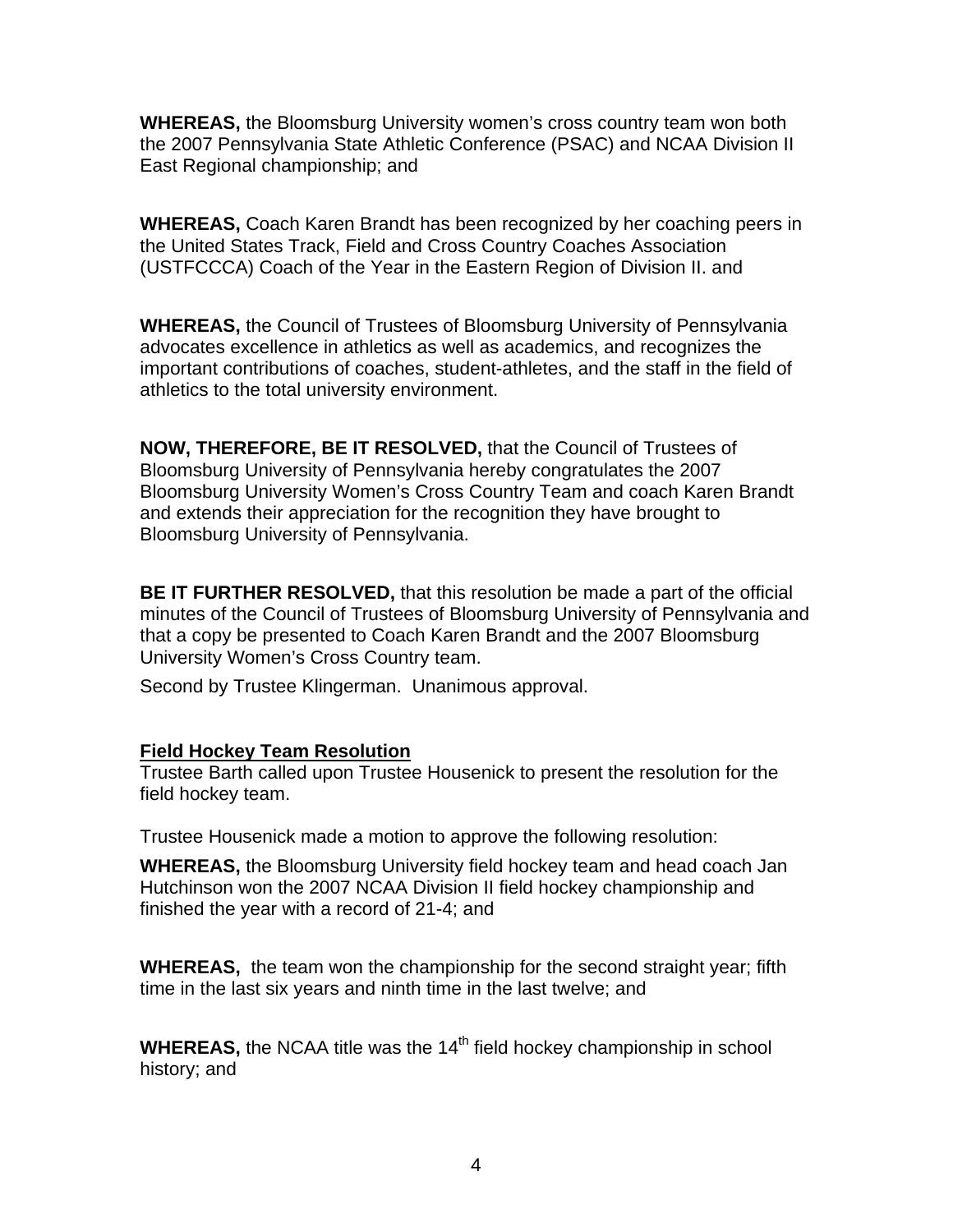**WHEREAS,** the Bloomsburg University women's cross country team won both the 2007 Pennsylvania State Athletic Conference (PSAC) and NCAA Division II East Regional championship; and

**WHEREAS,** Coach Karen Brandt has been recognized by her coaching peers in the United States Track, Field and Cross Country Coaches Association (USTFCCCA) Coach of the Year in the Eastern Region of Division II. and

**WHEREAS,** the Council of Trustees of Bloomsburg University of Pennsylvania advocates excellence in athletics as well as academics, and recognizes the important contributions of coaches, student-athletes, and the staff in the field of athletics to the total university environment.

**NOW, THEREFORE, BE IT RESOLVED,** that the Council of Trustees of Bloomsburg University of Pennsylvania hereby congratulates the 2007 Bloomsburg University Women's Cross Country Team and coach Karen Brandt and extends their appreciation for the recognition they have brought to Bloomsburg University of Pennsylvania.

**BE IT FURTHER RESOLVED,** that this resolution be made a part of the official minutes of the Council of Trustees of Bloomsburg University of Pennsylvania and that a copy be presented to Coach Karen Brandt and the 2007 Bloomsburg University Women's Cross Country team.

Second by Trustee Klingerman. Unanimous approval.

**Field Hockey Team Resolution**

Trustee Barth called upon Trustee Housenick to present the resolution for the field hockey team.

Trustee Housenick made a motion to approve the following resolution:

**WHEREAS,** the Bloomsburg University field hockey team and head coach Jan Hutchinson won the 2007 NCAA Division II field hockey championship and finished the year with a record of 21-4; and

**WHEREAS,** the team won the championship for the second straight year; fifth time in the last six years and ninth time in the last twelve; and

**WHEREAS,** the NCAA title was the 14th field hockey championship in school history; and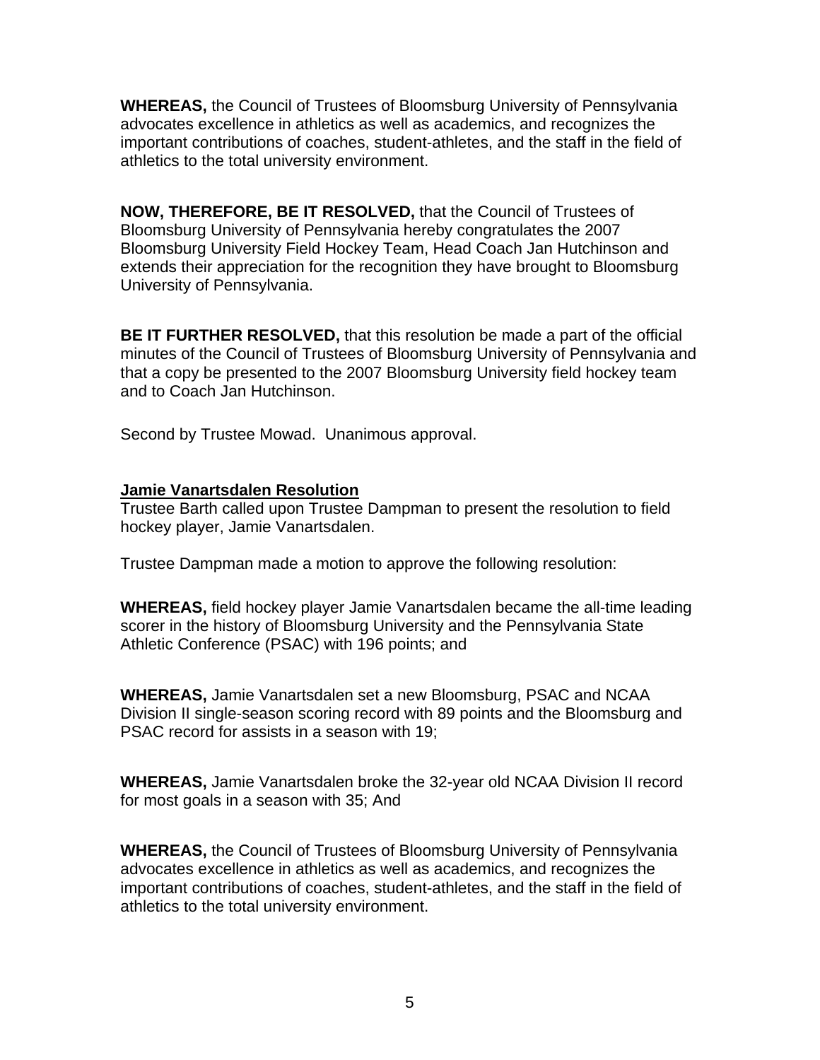**WHEREAS,** the Council of Trustees of Bloomsburg University of Pennsylvania advocates excellence in athletics as well as academics, and recognizes the important contributions of coaches, student-athletes, and the staff in the field of athletics to the total university environment.

**NOW, THEREFORE, BE IT RESOLVED,** that the Council of Trustees of Bloomsburg University of Pennsylvania hereby congratulates the 2007 Bloomsburg University Field Hockey Team, Head Coach Jan Hutchinson and extends their appreciation for the recognition they have brought to Bloomsburg University of Pennsylvania.

**BE IT FURTHER RESOLVED,** that this resolution be made a part of the official minutes of the Council of Trustees of Bloomsburg University of Pennsylvania and that a copy be presented to the 2007 Bloomsburg University field hockey team and to Coach Jan Hutchinson.

Second by Trustee Mowad. Unanimous approval.

**Jamie Vanartsdalen Resolution**

Trustee Barth called upon Trustee Dampman to present the resolution to field hockey player, Jamie Vanartsdalen.

Trustee Dampman made a motion to approve the following resolution:

**WHEREAS,** field hockey player Jamie Vanartsdalen became the all-time leading scorer in the history of Bloomsburg University and the Pennsylvania State Athletic Conference (PSAC) with 196 points; and

**WHEREAS,** Jamie Vanartsdalen set a new Bloomsburg, PSAC and NCAA Division II single-season scoring record with 89 points and the Bloomsburg and PSAC record for assists in a season with 19;

**WHEREAS,** Jamie Vanartsdalen broke the 32-year old NCAA Division II record for most goals in a season with 35; And

**WHEREAS,** the Council of Trustees of Bloomsburg University of Pennsylvania advocates excellence in athletics as well as academics, and recognizes the important contributions of coaches, student-athletes, and the staff in the field of athletics to the total university environment.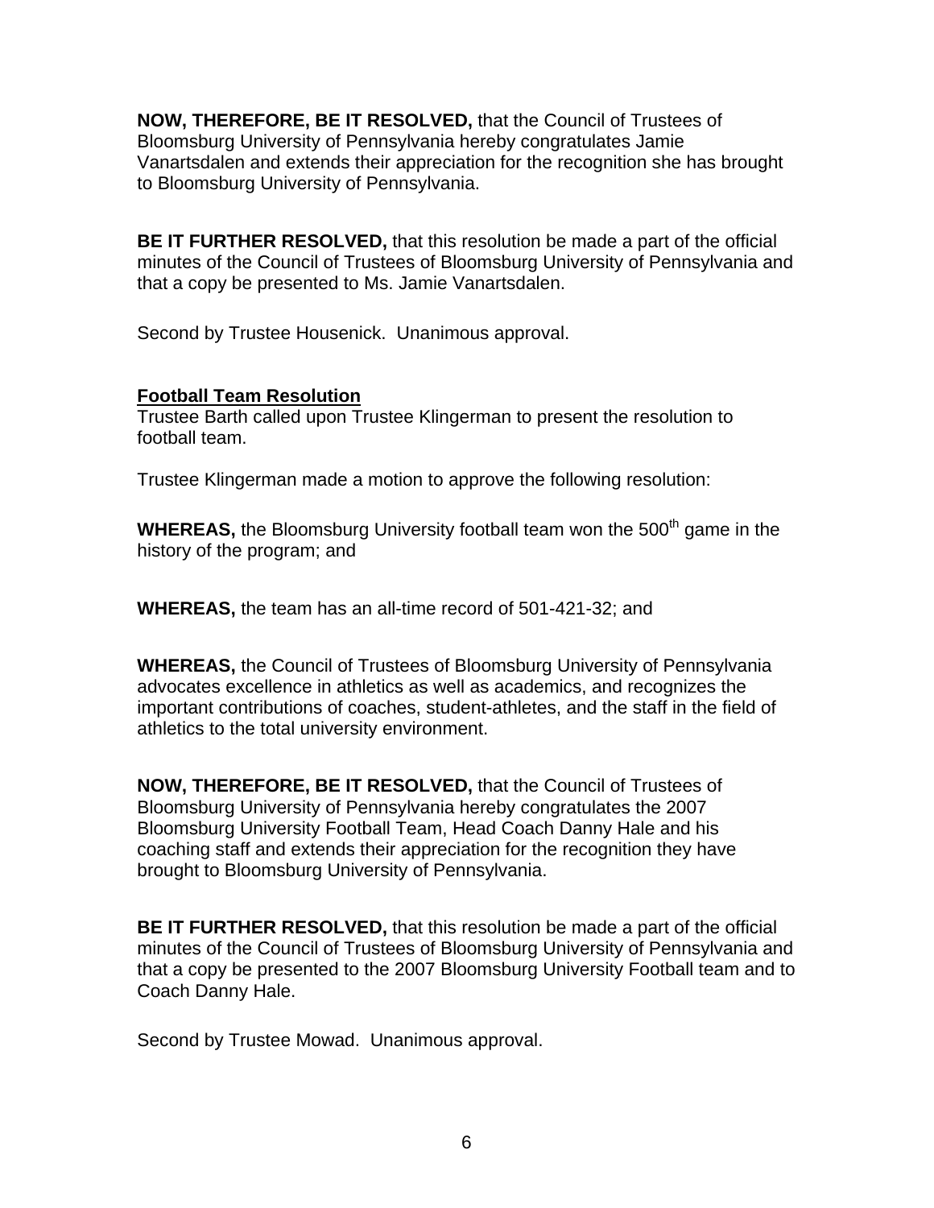**NOW, THEREFORE, BE IT RESOLVED,** that the Council of Trustees of Bloomsburg University of Pennsylvania hereby congratulates Jamie Vanartsdalen and extends their appreciation for the recognition she has brought to Bloomsburg University of Pennsylvania.

**BE IT FURTHER RESOLVED,** that this resolution be made a part of the official minutes of the Council of Trustees of Bloomsburg University of Pennsylvania and that a copy be presented to Ms. Jamie Vanartsdalen.

Second by Trustee Housenick. Unanimous approval.

**Football Team Resolution**

Trustee Barth called upon Trustee Klingerman to present the resolution to football team.

Trustee Klingerman made a motion to approve the following resolution:

**WHEREAS,** the Bloomsburg University football team won the 500th game in the history of the program; and

**WHEREAS,** the team has an all-time record of 501-421-32; and

**WHEREAS,** the Council of Trustees of Bloomsburg University of Pennsylvania advocates excellence in athletics as well as academics, and recognizes the important contributions of coaches, student-athletes, and the staff in the field of athletics to the total university environment.

**NOW, THEREFORE, BE IT RESOLVED,** that the Council of Trustees of Bloomsburg University of Pennsylvania hereby congratulates the 2007 Bloomsburg University Football Team, Head Coach Danny Hale and his coaching staff and extends their appreciation for the recognition they have brought to Bloomsburg University of Pennsylvania.

**BE IT FURTHER RESOLVED,** that this resolution be made a part of the official minutes of the Council of Trustees of Bloomsburg University of Pennsylvania and that a copy be presented to the 2007 Bloomsburg University Football team and to Coach Danny Hale.

Second by Trustee Mowad. Unanimous approval.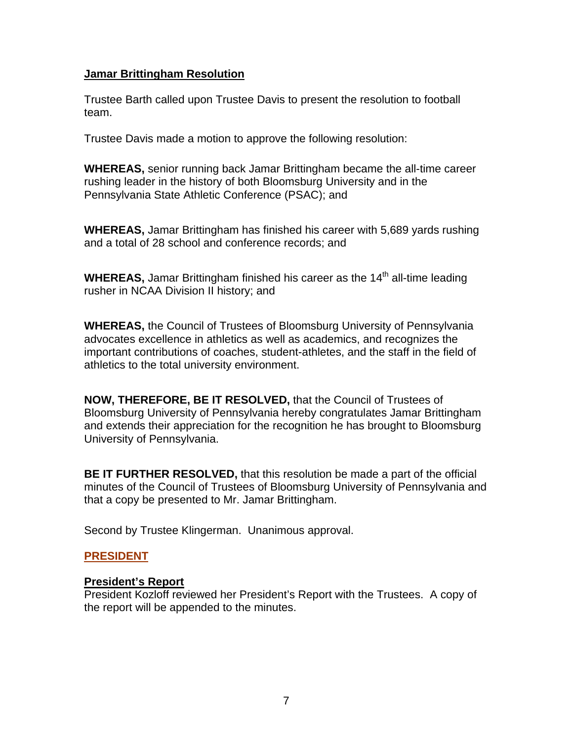**Jamar Brittingham Resolution**

Trustee Barth called upon Trustee Davis to present the resolution to football team.

Trustee Davis made a motion to approve the following resolution:

**WHEREAS,** senior running back Jamar Brittingham became the all-time career rushing leader in the history of both Bloomsburg University and in the Pennsylvania State Athletic Conference (PSAC); and

**WHEREAS,** Jamar Brittingham has finished his career with 5,689 yards rushing and a total of 28 school and conference records; and

**WHEREAS,** Jamar Brittingham finished his career as the 14th all-time leading rusher in NCAA Division II history; and

**WHEREAS,** the Council of Trustees of Bloomsburg University of Pennsylvania advocates excellence in athletics as well as academics, and recognizes the important contributions of coaches, student-athletes, and the staff in the field of athletics to the total university environment.

**NOW, THEREFORE, BE IT RESOLVED,** that the Council of Trustees of Bloomsburg University of Pennsylvania hereby congratulates Jamar Brittingham and extends their appreciation for the recognition he has brought to Bloomsburg University of Pennsylvania.

**BE IT FURTHER RESOLVED,** that this resolution be made a part of the official minutes of the Council of Trustees of Bloomsburg University of Pennsylvania and that a copy be presented to Mr. Jamar Brittingham.

Second by Trustee Klingerman. Unanimous approval.

## PRESIDENT

**President's Report**

President Kozloff reviewed her President's Report with the Trustees. A copy of the report will be appended to the minutes.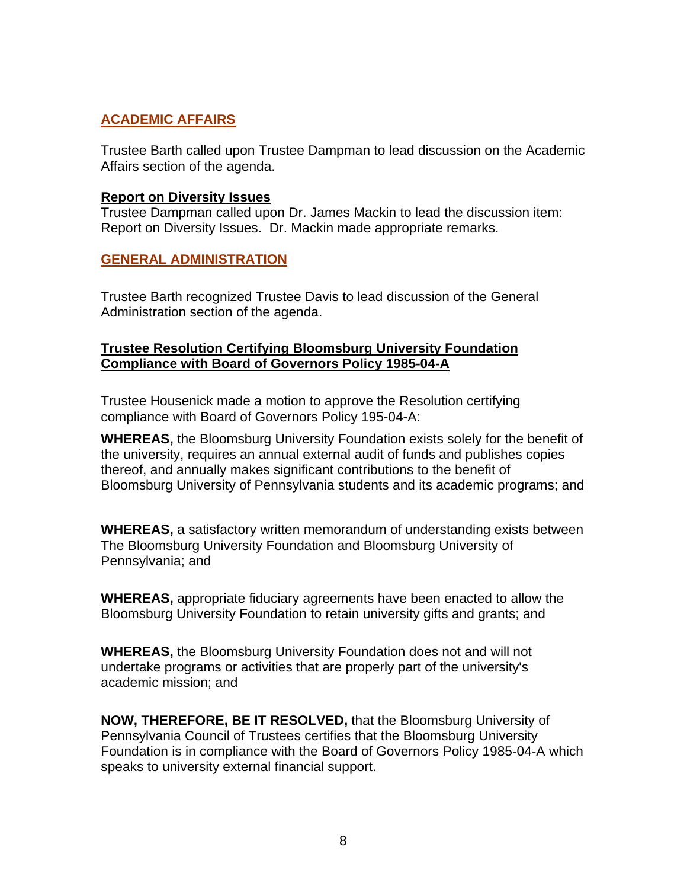## ACADEMIC AFFAIRS

Trustee Barth called upon Trustee Dampman to lead discussion on the Academic Affairs section of the agenda.

**Report on Diversity Issues**

Trustee Dampman called upon Dr. James Mackin to lead the discussion item: Report on Diversity Issues. Dr. Mackin made appropriate remarks.

## GENERAL ADMINISTRATION

Trustee Barth recognized Trustee Davis to lead discussion of the General Administration section of the agenda.

**Trustee Resolution Certifying Bloomsburg University Foundation Compliance with Board of Governors Policy 1985-04-A**

Trustee Housenick made a motion to approve the Resolution certifying compliance with Board of Governors Policy 195-04-A:

**WHEREAS,** the Bloomsburg University Foundation exists solely for the benefit of the university, requires an annual external audit of funds and publishes copies thereof, and annually makes significant contributions to the benefit of Bloomsburg University of Pennsylvania students and its academic programs; and

**WHEREAS,** a satisfactory written memorandum of understanding exists between The Bloomsburg University Foundation and Bloomsburg University of Pennsylvania; and

**WHEREAS,** appropriate fiduciary agreements have been enacted to allow the Bloomsburg University Foundation to retain university gifts and grants; and

**WHEREAS,** the Bloomsburg University Foundation does not and will not undertake programs or activities that are properly part of the university's academic mission; and

**NOW, THEREFORE, BE IT RESOLVED,** that the Bloomsburg University of Pennsylvania Council of Trustees certifies that the Bloomsburg University Foundation is in compliance with the Board of Governors Policy 1985-04-A which speaks to university external financial support.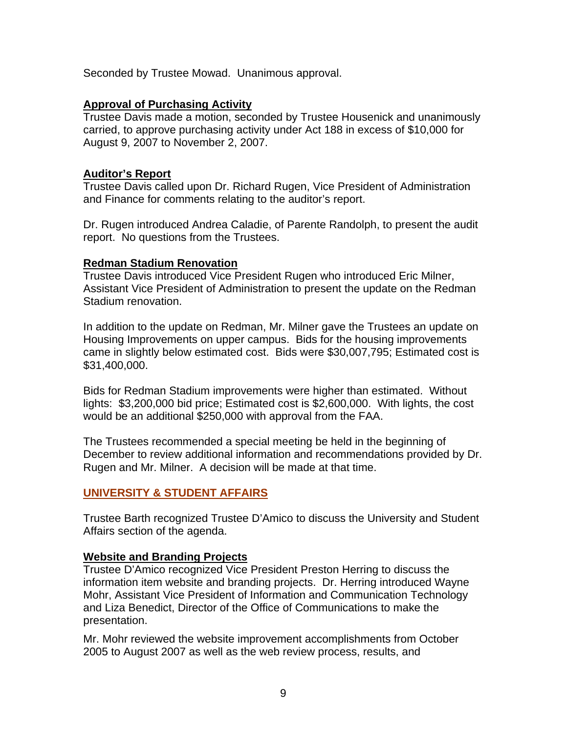Seconded by Trustee Mowad. Unanimous approval.

### Approval of Purchasing Activity

Trustee Davis made a motion, seconded by Trustee Housenick and unanimously carried, to approve purchasing activity under Act 188 in excess of $10,000 for August 9, 2007 to November 2, 2007.

### Auditor's Report

Trustee Davis called upon Dr. Richard Rugen, Vice President of Administration and Finance for comments relating to the auditor's report.

Dr. Rugen introduced Andrea Caladie, of Parente Randolph, to present the audit report. No questions from the Trustees.

### Redman Stadium Renovation

Trustee Davis introduced Vice President Rugen who introduced Eric Milner, Assistant Vice President of Administration to present the update on the Redman Stadium renovation.

In addition to the update on Redman, Mr. Milner gave the Trustees an update on Housing Improvements on upper campus. Bids for the housing improvements came in slightly below estimated cost. Bids were $30,007,795; Estimated cost is $31,400,000.

Bids for Redman Stadium improvements were higher than estimated. Without lights: $3,200,000 bid price; Estimated cost is $2,600,000. With lights, the cost would be an additional $250,000 with approval from the FAA.

The Trustees recommended a special meeting be held in the beginning of December to review additional information and recommendations provided by Dr. Rugen and Mr. Milner. A decision will be made at that time.

## UNIVERSITY & STUDENT AFFAIRS

Trustee Barth recognized Trustee D'Amico to discuss the University and Student Affairs section of the agenda.

### Website and Branding Projects

Trustee D'Amico recognized Vice President Preston Herring to discuss the information item website and branding projects. Dr. Herring introduced Wayne Mohr, Assistant Vice President of Information and Communication Technology and Liza Benedict, Director of the Office of Communications to make the presentation.

Mr. Mohr reviewed the website improvement accomplishments from October 2005 to August 2007 as well as the web review process, results, and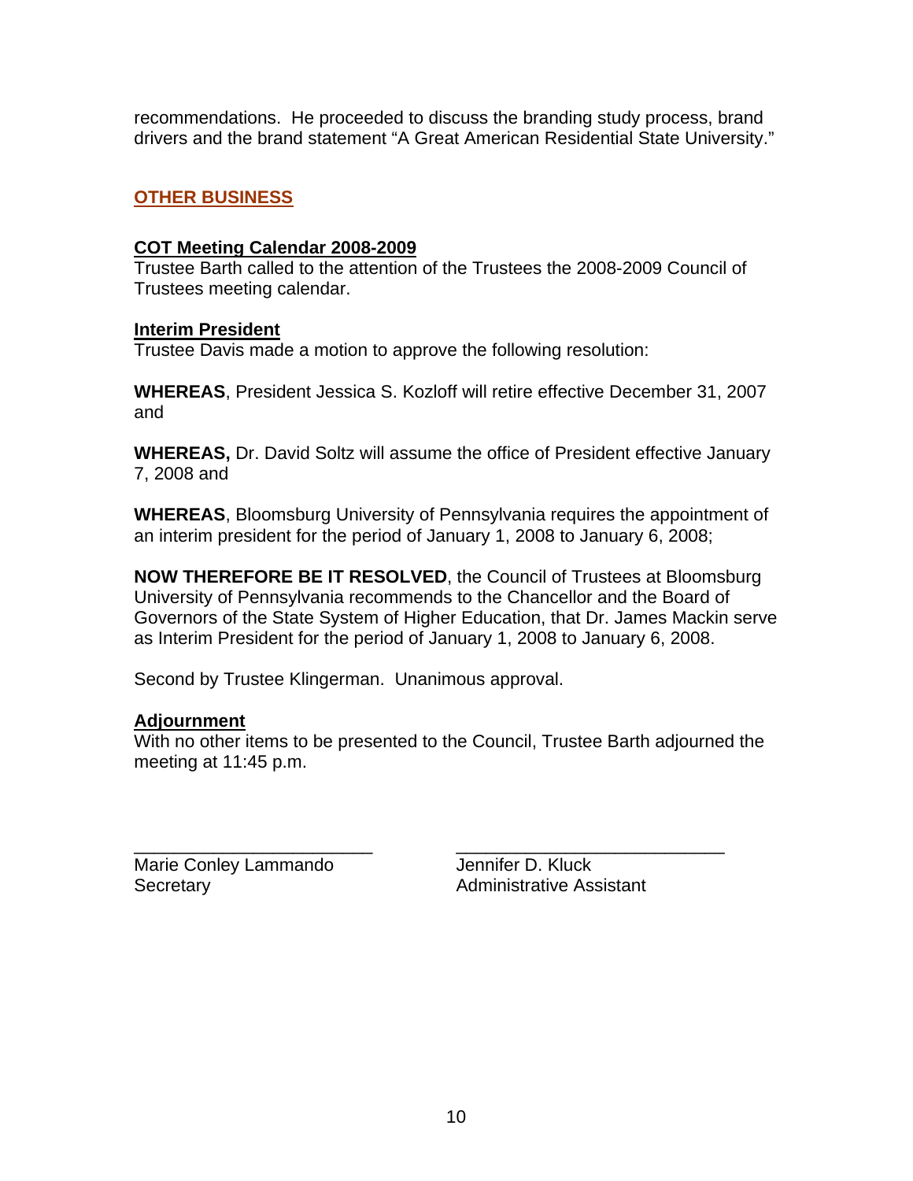recommendations. He proceeded to discuss the branding study process, brand drivers and the brand statement "A Great American Residential State University."

## OTHER BUSINESS

### COT Meeting Calendar 2008-2009

Trustee Barth called to the attention of the Trustees the 2008-2009 Council of Trustees meeting calendar.

### Interim President

Trustee Davis made a motion to approve the following resolution:

**WHEREAS**, President Jessica S. Kozloff will retire effective December 31, 2007 and

**WHEREAS,** Dr. David Soltz will assume the office of President effective January 7, 2008 and

**WHEREAS**, Bloomsburg University of Pennsylvania requires the appointment of an interim president for the period of January 1, 2008 to January 6, 2008;

**NOW THEREFORE BE IT RESOLVED**, the Council of Trustees at Bloomsburg University of Pennsylvania recommends to the Chancellor and the Board of Governors of the State System of Higher Education, that Dr. James Mackin serve as Interim President for the period of January 1, 2008 to January 6, 2008.

Second by Trustee Klingerman. Unanimous approval.

### Adjournment

With no other items to be presented to the Council, Trustee Barth adjourned the meeting at 11:45 p.m.

| ________________________ | ___________________________ |
|---|---|
| Marie Conley Lammando | Jennifer D. Kluck |
| Secretary | Administrative Assistant |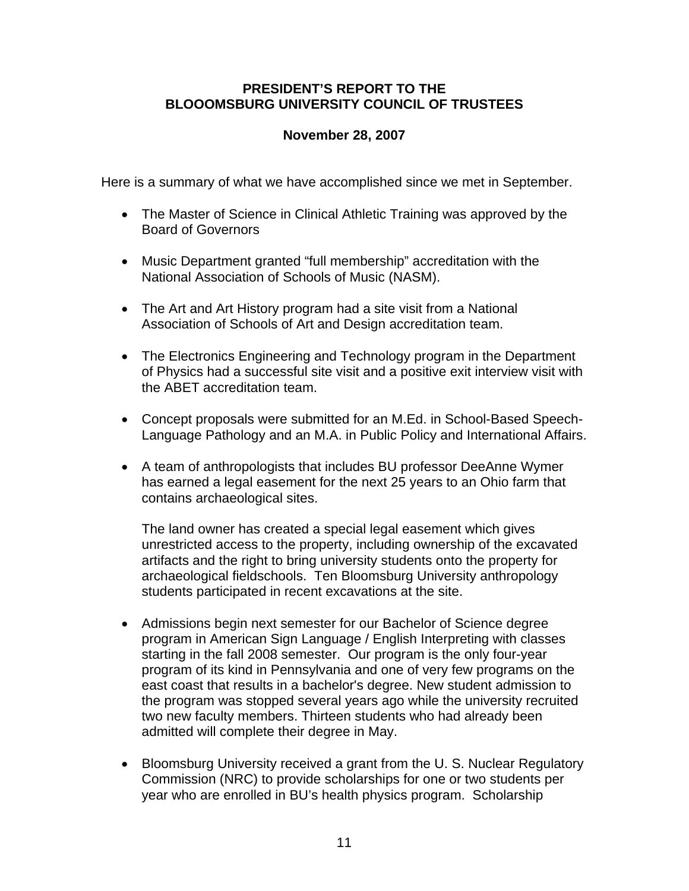**PRESIDENT'S REPORT TO THE BLOOOMSBURG UNIVERSITY COUNCIL OF TRUSTEES**

**November 28, 2007**

Here is a summary of what we have accomplished since we met in September.

- The Master of Science in Clinical Athletic Training was approved by the Board of Governors

- Music Department granted "full membership" accreditation with the National Association of Schools of Music (NASM).

- The Art and Art History program had a site visit from a National Association of Schools of Art and Design accreditation team.

- The Electronics Engineering and Technology program in the Department of Physics had a successful site visit and a positive exit interview visit with the ABET accreditation team.

- Concept proposals were submitted for an M.Ed. in School-Based Speech-Language Pathology and an M.A. in Public Policy and International Affairs.

- A team of anthropologists that includes BU professor DeeAnne Wymer has earned a legal easement for the next 25 years to an Ohio farm that contains archaeological sites.

  The land owner has created a special legal easement which gives unrestricted access to the property, including ownership of the excavated artifacts and the right to bring university students onto the property for archaeological fieldschools. Ten Bloomsburg University anthropology students participated in recent excavations at the site.

- Admissions begin next semester for our Bachelor of Science degree program in American Sign Language / English Interpreting with classes starting in the fall 2008 semester. Our program is the only four-year program of its kind in Pennsylvania and one of very few programs on the east coast that results in a bachelor's degree. New student admission to the program was stopped several years ago while the university recruited two new faculty members. Thirteen students who had already been admitted will complete their degree in May.

- Bloomsburg University received a grant from the U. S. Nuclear Regulatory Commission (NRC) to provide scholarships for one or two students per year who are enrolled in BU's health physics program. Scholarship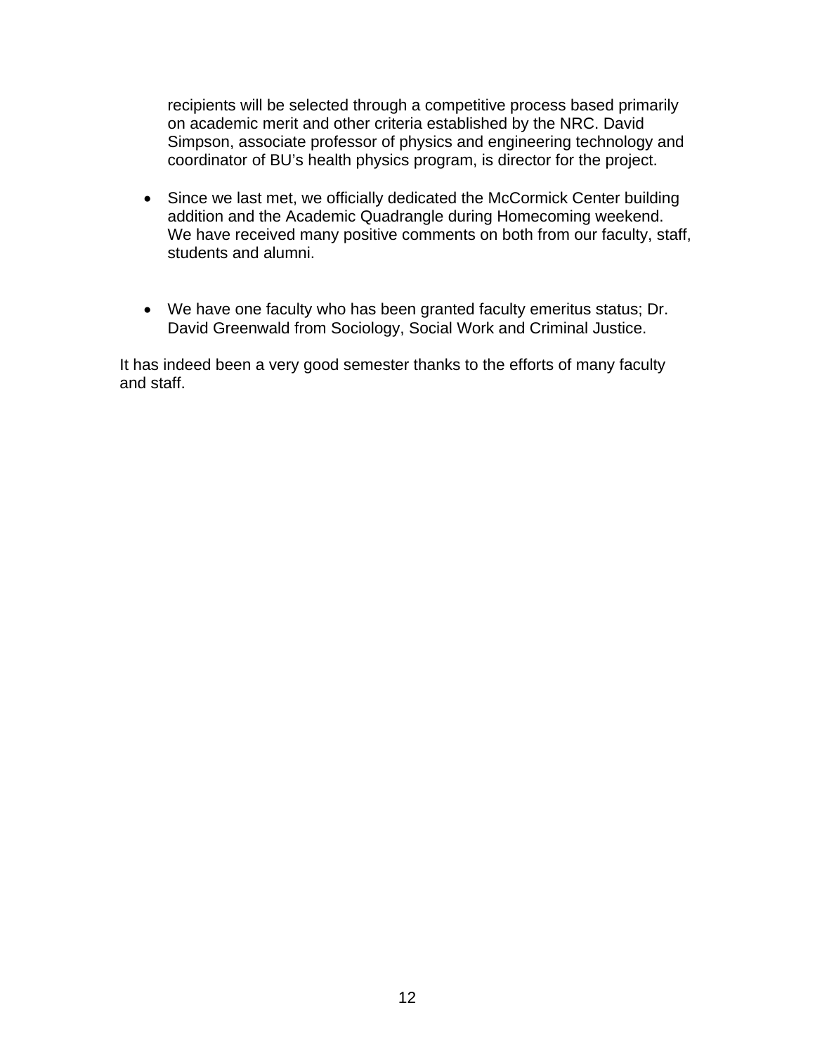recipients will be selected through a competitive process based primarily on academic merit and other criteria established by the NRC. David Simpson, associate professor of physics and engineering technology and coordinator of BU's health physics program, is director for the project.

- Since we last met, we officially dedicated the McCormick Center building addition and the Academic Quadrangle during Homecoming weekend. We have received many positive comments on both from our faculty, staff, students and alumni.

- We have one faculty who has been granted faculty emeritus status; Dr. David Greenwald from Sociology, Social Work and Criminal Justice.

It has indeed been a very good semester thanks to the efforts of many faculty and staff.